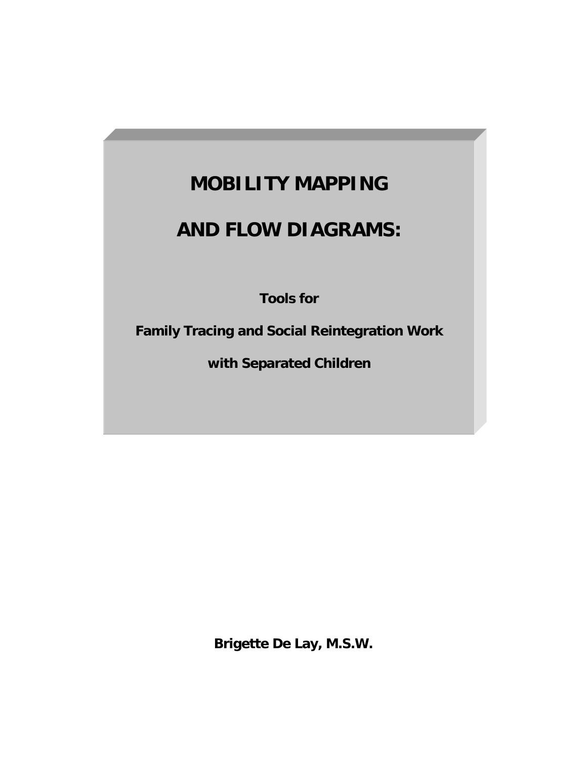# MOBILITY MAPPING

# AND FLOW DIAGRAMS:

**Tools for**

**Family Tracing and Social Reintegration Work**

**with Separated Children**

**Brigette De Lay, M.S.W.**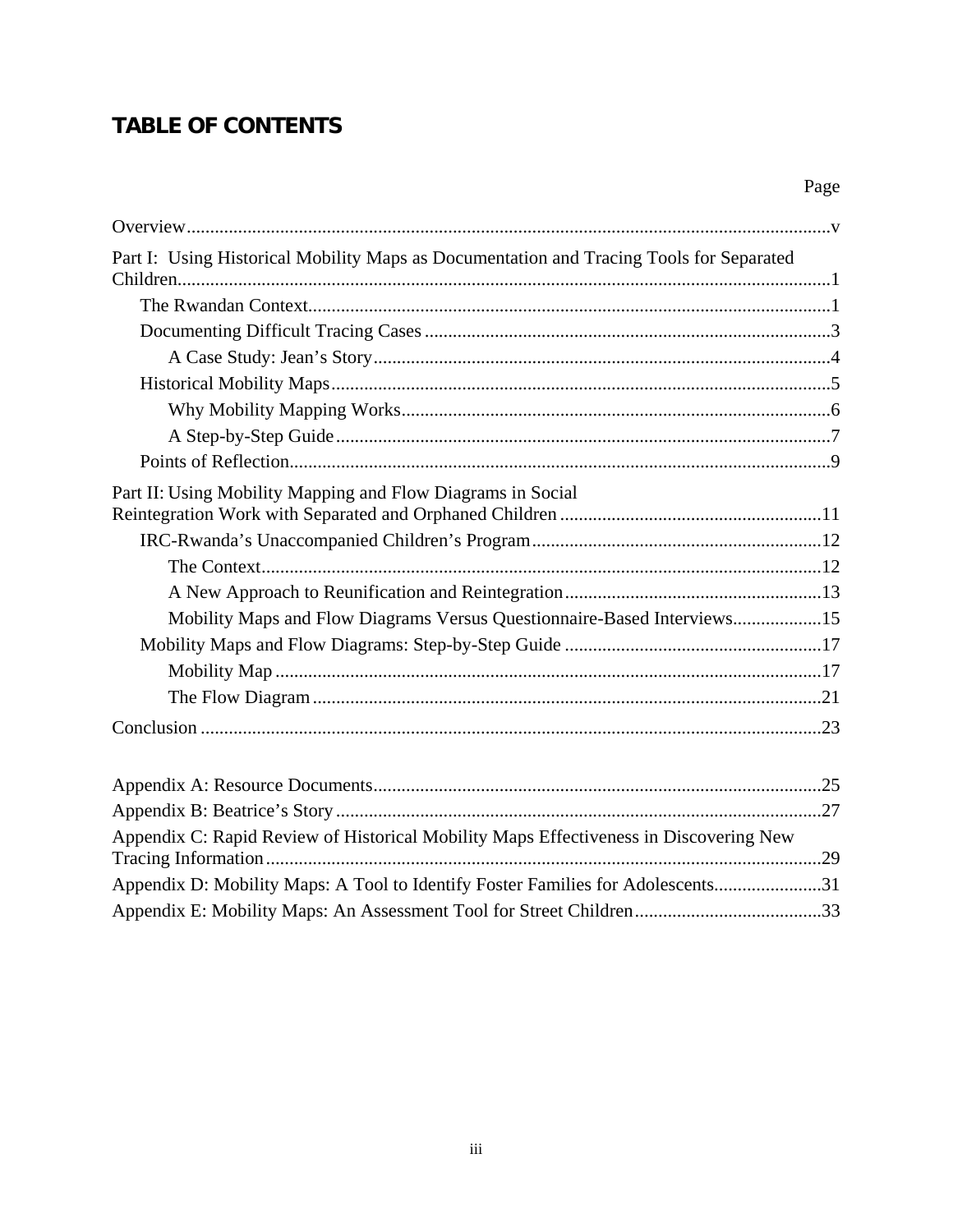# TABLE OF CONTENTS

| | Page |
|---|---|
| Overview | v |
| Part I: Using Historical Mobility Maps as Documentation and Tracing Tools for Separated Children | 1 |
|     The Rwandan Context | 1 |
|     Documenting Difficult Tracing Cases | 3 |
|         A Case Study: Jean's Story | 4 |
|     Historical Mobility Maps | 5 |
|         Why Mobility Mapping Works | 6 |
|         A Step-by-Step Guide | 7 |
|     Points of Reflection | 9 |
| Part II: Using Mobility Mapping and Flow Diagrams in Social Reintegration Work with Separated and Orphaned Children | 11 |
|     IRC-Rwanda's Unaccompanied Children's Program | 12 |
|         The Context | 12 |
|         A New Approach to Reunification and Reintegration | 13 |
|         Mobility Maps and Flow Diagrams Versus Questionnaire-Based Interviews | 15 |
|     Mobility Maps and Flow Diagrams: Step-by-Step Guide | 17 |
|         Mobility Map | 17 |
|         The Flow Diagram | 21 |
| Conclusion | 23 |
| Appendix A: Resource Documents | 25 |
| Appendix B: Beatrice's Story | 27 |
| Appendix C: Rapid Review of Historical Mobility Maps Effectiveness in Discovering New Tracing Information | 29 |
| Appendix D: Mobility Maps: A Tool to Identify Foster Families for Adolescents | 31 |
| Appendix E: Mobility Maps: An Assessment Tool for Street Children | 33 |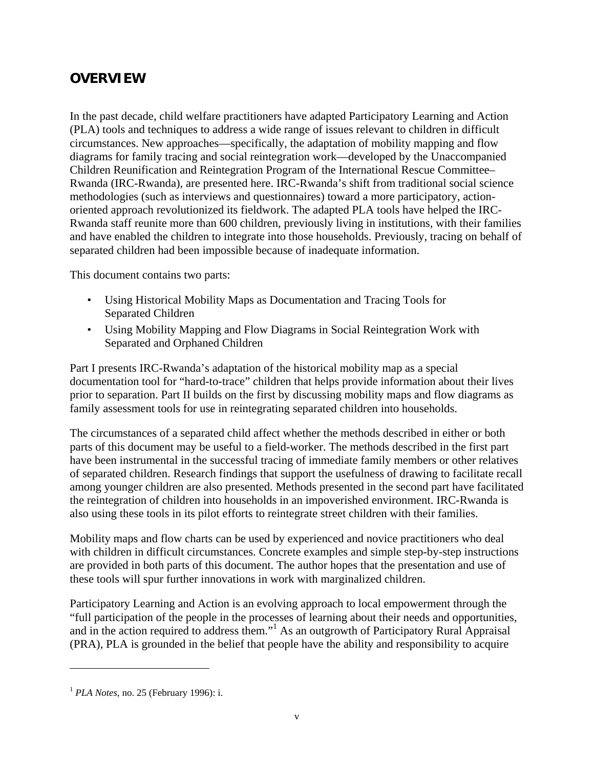## OVERVIEW

In the past decade, child welfare practitioners have adapted Participatory Learning and Action (PLA) tools and techniques to address a wide range of issues relevant to children in difficult circumstances. New approaches—specifically, the adaptation of mobility mapping and flow diagrams for family tracing and social reintegration work—developed by the Unaccompanied Children Reunification and Reintegration Program of the International Rescue Committee–Rwanda (IRC-Rwanda), are presented here. IRC-Rwanda's shift from traditional social science methodologies (such as interviews and questionnaires) toward a more participatory, action-oriented approach revolutionized its fieldwork. The adapted PLA tools have helped the IRC-Rwanda staff reunite more than 600 children, previously living in institutions, with their families and have enabled the children to integrate into those households. Previously, tracing on behalf of separated children had been impossible because of inadequate information.

This document contains two parts:

- Using Historical Mobility Maps as Documentation and Tracing Tools for Separated Children
- Using Mobility Mapping and Flow Diagrams in Social Reintegration Work with Separated and Orphaned Children

Part I presents IRC-Rwanda's adaptation of the historical mobility map as a special documentation tool for "hard-to-trace" children that helps provide information about their lives prior to separation. Part II builds on the first by discussing mobility maps and flow diagrams as family assessment tools for use in reintegrating separated children into households.

The circumstances of a separated child affect whether the methods described in either or both parts of this document may be useful to a field-worker. The methods described in the first part have been instrumental in the successful tracing of immediate family members or other relatives of separated children. Research findings that support the usefulness of drawing to facilitate recall among younger children are also presented. Methods presented in the second part have facilitated the reintegration of children into households in an impoverished environment. IRC-Rwanda is also using these tools in its pilot efforts to reintegrate street children with their families.

Mobility maps and flow charts can be used by experienced and novice practitioners who deal with children in difficult circumstances. Concrete examples and simple step-by-step instructions are provided in both parts of this document. The author hopes that the presentation and use of these tools will spur further innovations in work with marginalized children.

Participatory Learning and Action is an evolving approach to local empowerment through the "full participation of the people in the processes of learning about their needs and opportunities, and in the action required to address them."[1] As an outgrowth of Participatory Rural Appraisal (PRA), PLA is grounded in the belief that people have the ability and responsibility to acquire

---

[1] *PLA Notes*, no. 25 (February 1996): i.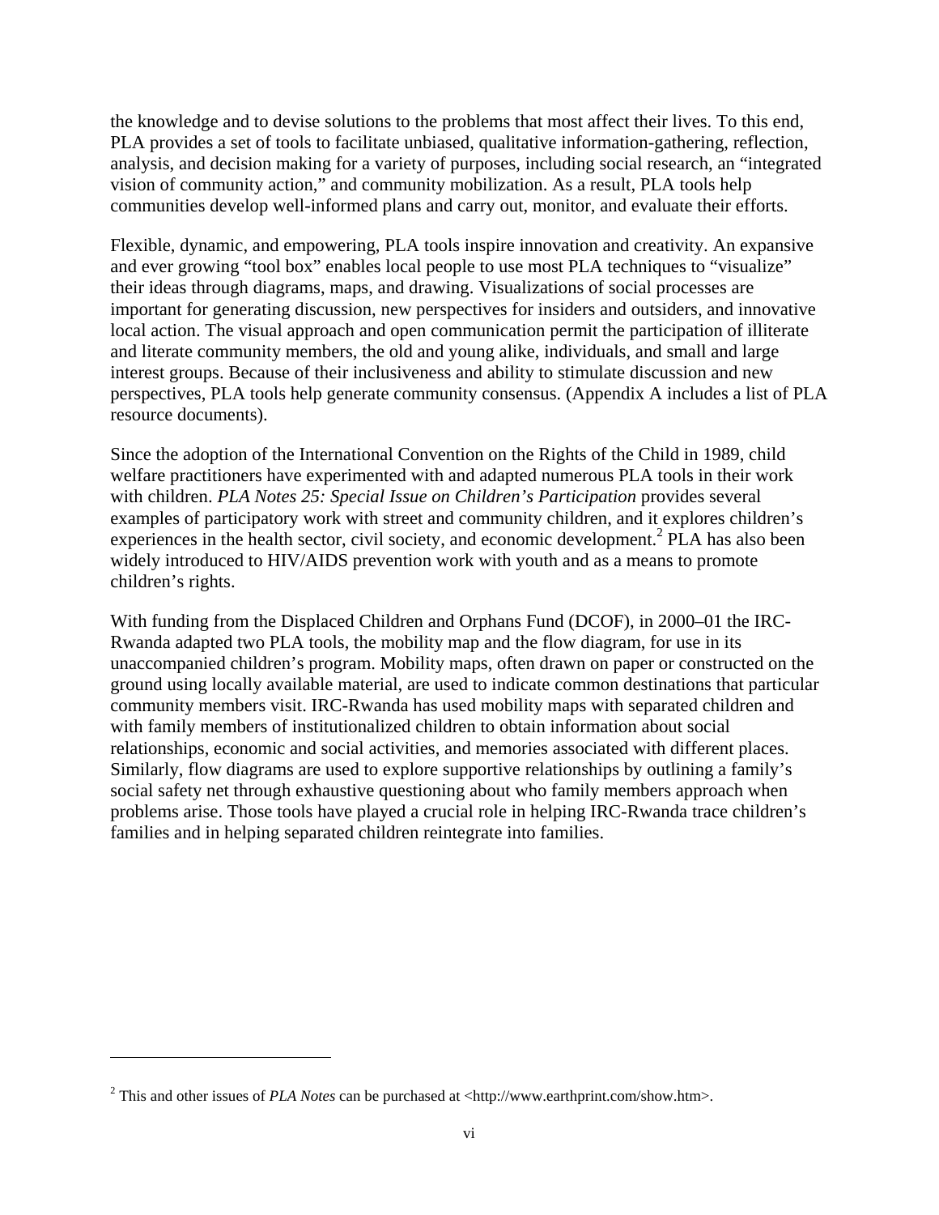the knowledge and to devise solutions to the problems that most affect their lives. To this end, PLA provides a set of tools to facilitate unbiased, qualitative information-gathering, reflection, analysis, and decision making for a variety of purposes, including social research, an "integrated vision of community action," and community mobilization. As a result, PLA tools help communities develop well-informed plans and carry out, monitor, and evaluate their efforts.

Flexible, dynamic, and empowering, PLA tools inspire innovation and creativity. An expansive and ever growing "tool box" enables local people to use most PLA techniques to "visualize" their ideas through diagrams, maps, and drawing. Visualizations of social processes are important for generating discussion, new perspectives for insiders and outsiders, and innovative local action. The visual approach and open communication permit the participation of illiterate and literate community members, the old and young alike, individuals, and small and large interest groups. Because of their inclusiveness and ability to stimulate discussion and new perspectives, PLA tools help generate community consensus. (Appendix A includes a list of PLA resource documents).

Since the adoption of the International Convention on the Rights of the Child in 1989, child welfare practitioners have experimented with and adapted numerous PLA tools in their work with children. *PLA Notes 25: Special Issue on Children's Participation* provides several examples of participatory work with street and community children, and it explores children's experiences in the health sector, civil society, and economic development.[2] PLA has also been widely introduced to HIV/AIDS prevention work with youth and as a means to promote children's rights.

With funding from the Displaced Children and Orphans Fund (DCOF), in 2000–01 the IRC-Rwanda adapted two PLA tools, the mobility map and the flow diagram, for use in its unaccompanied children's program. Mobility maps, often drawn on paper or constructed on the ground using locally available material, are used to indicate common destinations that particular community members visit. IRC-Rwanda has used mobility maps with separated children and with family members of institutionalized children to obtain information about social relationships, economic and social activities, and memories associated with different places. Similarly, flow diagrams are used to explore supportive relationships by outlining a family's social safety net through exhaustive questioning about who family members approach when problems arise. Those tools have played a crucial role in helping IRC-Rwanda trace children's families and in helping separated children reintegrate into families.

---

[2] This and other issues of *PLA Notes* can be purchased at <http://www.earthprint.com/show.htm>.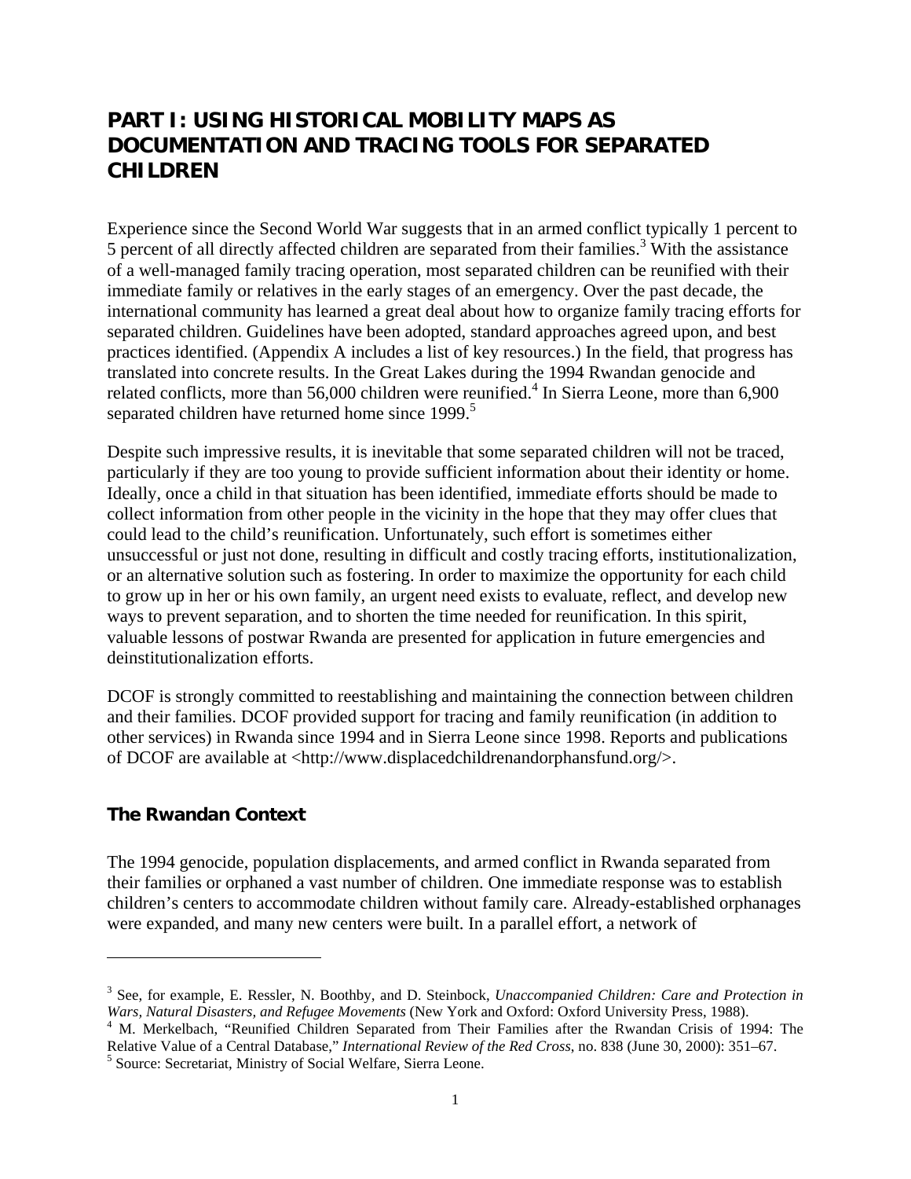# PART I: USING HISTORICAL MOBILITY MAPS AS DOCUMENTATION AND TRACING TOOLS FOR SEPARATED CHILDREN

Experience since the Second World War suggests that in an armed conflict typically 1 percent to 5 percent of all directly affected children are separated from their families.[3] With the assistance of a well-managed family tracing operation, most separated children can be reunified with their immediate family or relatives in the early stages of an emergency. Over the past decade, the international community has learned a great deal about how to organize family tracing efforts for separated children. Guidelines have been adopted, standard approaches agreed upon, and best practices identified. (Appendix A includes a list of key resources.) In the field, that progress has translated into concrete results. In the Great Lakes during the 1994 Rwandan genocide and related conflicts, more than 56,000 children were reunified.[4] In Sierra Leone, more than 6,900 separated children have returned home since 1999.[5]

Despite such impressive results, it is inevitable that some separated children will not be traced, particularly if they are too young to provide sufficient information about their identity or home. Ideally, once a child in that situation has been identified, immediate efforts should be made to collect information from other people in the vicinity in the hope that they may offer clues that could lead to the child's reunification. Unfortunately, such effort is sometimes either unsuccessful or just not done, resulting in difficult and costly tracing efforts, institutionalization, or an alternative solution such as fostering. In order to maximize the opportunity for each child to grow up in her or his own family, an urgent need exists to evaluate, reflect, and develop new ways to prevent separation, and to shorten the time needed for reunification. In this spirit, valuable lessons of postwar Rwanda are presented for application in future emergencies and deinstitutionalization efforts.

DCOF is strongly committed to reestablishing and maintaining the connection between children and their families. DCOF provided support for tracing and family reunification (in addition to other services) in Rwanda since 1994 and in Sierra Leone since 1998. Reports and publications of DCOF are available at <http://www.displacedchildrenandorphansfund.org/>.

## The Rwandan Context

The 1994 genocide, population displacements, and armed conflict in Rwanda separated from their families or orphaned a vast number of children. One immediate response was to establish children's centers to accommodate children without family care. Already-established orphanages were expanded, and many new centers were built. In a parallel effort, a network of

---

[3] See, for example, E. Ressler, N. Boothby, and D. Steinbock, *Unaccompanied Children: Care and Protection in Wars, Natural Disasters, and Refugee Movements* (New York and Oxford: Oxford University Press, 1988).

[4] M. Merkelbach, "Reunified Children Separated from Their Families after the Rwandan Crisis of 1994: The Relative Value of a Central Database," *International Review of the Red Cross*, no. 838 (June 30, 2000): 351–67.

[5] Source: Secretariat, Ministry of Social Welfare, Sierra Leone.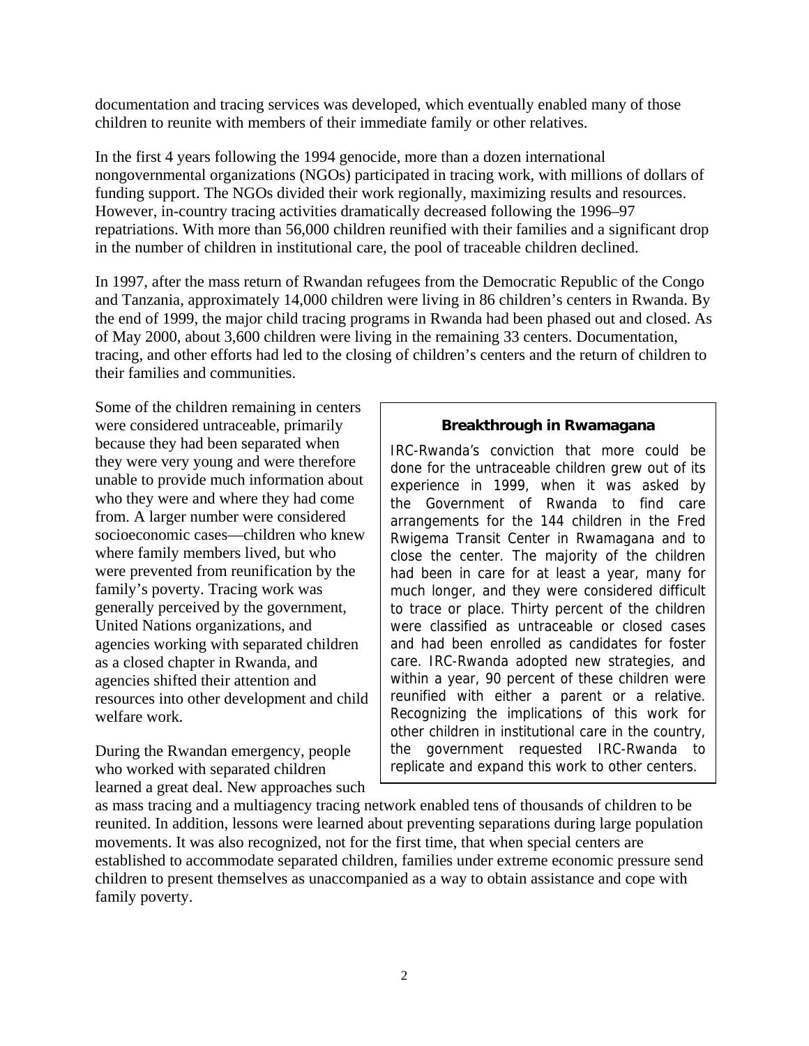documentation and tracing services was developed, which eventually enabled many of those children to reunite with members of their immediate family or other relatives.

In the first 4 years following the 1994 genocide, more than a dozen international nongovernmental organizations (NGOs) participated in tracing work, with millions of dollars of funding support. The NGOs divided their work regionally, maximizing results and resources. However, in-country tracing activities dramatically decreased following the 1996–97 repatriations. With more than 56,000 children reunified with their families and a significant drop in the number of children in institutional care, the pool of traceable children declined.

In 1997, after the mass return of Rwandan refugees from the Democratic Republic of the Congo and Tanzania, approximately 14,000 children were living in 86 children's centers in Rwanda. By the end of 1999, the major child tracing programs in Rwanda had been phased out and closed. As of May 2000, about 3,600 children were living in the remaining 33 centers. Documentation, tracing, and other efforts had led to the closing of children's centers and the return of children to their families and communities.

Some of the children remaining in centers were considered untraceable, primarily because they had been separated when they were very young and were therefore unable to provide much information about who they were and where they had come from. A larger number were considered socioeconomic cases—children who knew where family members lived, but who were prevented from reunification by the family's poverty. Tracing work was generally perceived by the government, United Nations organizations, and agencies working with separated children as a closed chapter in Rwanda, and agencies shifted their attention and resources into other development and child welfare work.

During the Rwandan emergency, people who worked with separated children learned a great deal. New approaches such as mass tracing and a multiagency tracing network enabled tens of thousands of children to be reunited. In addition, lessons were learned about preventing separations during large population movements. It was also recognized, not for the first time, that when special centers are established to accommodate separated children, families under extreme economic pressure send children to present themselves as unaccompanied as a way to obtain assistance and cope with family poverty.

> **Breakthrough in Rwamagana**
>
> IRC-Rwanda's conviction that more could be done for the untraceable children grew out of its experience in 1999, when it was asked by the Government of Rwanda to find care arrangements for the 144 children in the Fred Rwigema Transit Center in Rwamagana and to close the center. The majority of the children had been in care for at least a year, many for much longer, and they were considered difficult to trace or place. Thirty percent of the children were classified as untraceable or closed cases and had been enrolled as candidates for foster care. IRC-Rwanda adopted new strategies, and within a year, 90 percent of these children were reunified with either a parent or a relative. Recognizing the implications of this work for other children in institutional care in the country, the government requested IRC-Rwanda to replicate and expand this work to other centers.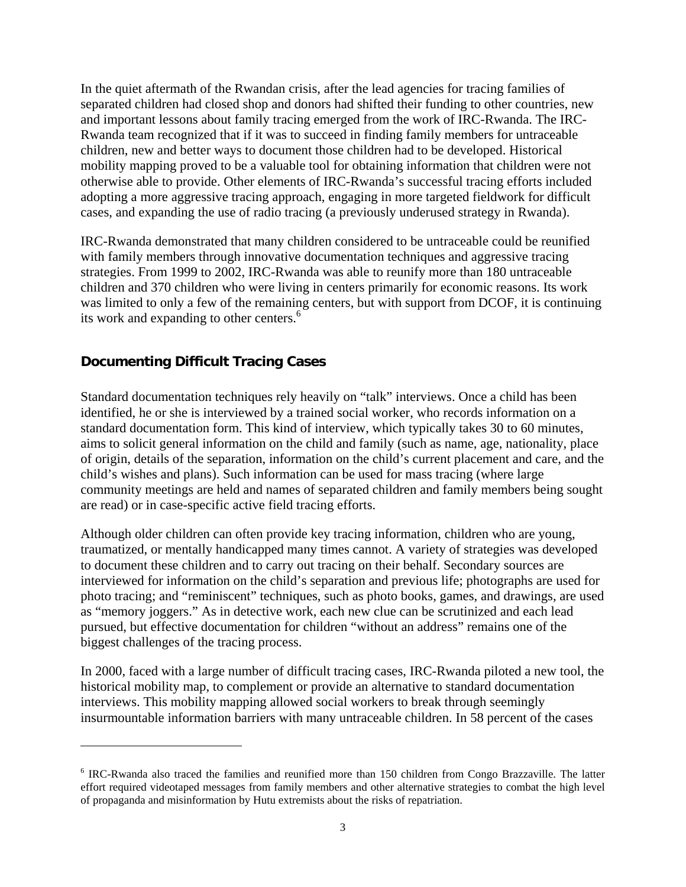In the quiet aftermath of the Rwandan crisis, after the lead agencies for tracing families of separated children had closed shop and donors had shifted their funding to other countries, new and important lessons about family tracing emerged from the work of IRC-Rwanda. The IRC-Rwanda team recognized that if it was to succeed in finding family members for untraceable children, new and better ways to document those children had to be developed. Historical mobility mapping proved to be a valuable tool for obtaining information that children were not otherwise able to provide. Other elements of IRC-Rwanda's successful tracing efforts included adopting a more aggressive tracing approach, engaging in more targeted fieldwork for difficult cases, and expanding the use of radio tracing (a previously underused strategy in Rwanda).

IRC-Rwanda demonstrated that many children considered to be untraceable could be reunified with family members through innovative documentation techniques and aggressive tracing strategies. From 1999 to 2002, IRC-Rwanda was able to reunify more than 180 untraceable children and 370 children who were living in centers primarily for economic reasons. Its work was limited to only a few of the remaining centers, but with support from DCOF, it is continuing its work and expanding to other centers.[6]

## Documenting Difficult Tracing Cases

Standard documentation techniques rely heavily on "talk" interviews. Once a child has been identified, he or she is interviewed by a trained social worker, who records information on a standard documentation form. This kind of interview, which typically takes 30 to 60 minutes, aims to solicit general information on the child and family (such as name, age, nationality, place of origin, details of the separation, information on the child's current placement and care, and the child's wishes and plans). Such information can be used for mass tracing (where large community meetings are held and names of separated children and family members being sought are read) or in case-specific active field tracing efforts.

Although older children can often provide key tracing information, children who are young, traumatized, or mentally handicapped many times cannot. A variety of strategies was developed to document these children and to carry out tracing on their behalf. Secondary sources are interviewed for information on the child's separation and previous life; photographs are used for photo tracing; and "reminiscent" techniques, such as photo books, games, and drawings, are used as "memory joggers." As in detective work, each new clue can be scrutinized and each lead pursued, but effective documentation for children "without an address" remains one of the biggest challenges of the tracing process.

In 2000, faced with a large number of difficult tracing cases, IRC-Rwanda piloted a new tool, the historical mobility map, to complement or provide an alternative to standard documentation interviews. This mobility mapping allowed social workers to break through seemingly insurmountable information barriers with many untraceable children. In 58 percent of the cases

[6] IRC-Rwanda also traced the families and reunified more than 150 children from Congo Brazzaville. The latter effort required videotaped messages from family members and other alternative strategies to combat the high level of propaganda and misinformation by Hutu extremists about the risks of repatriation.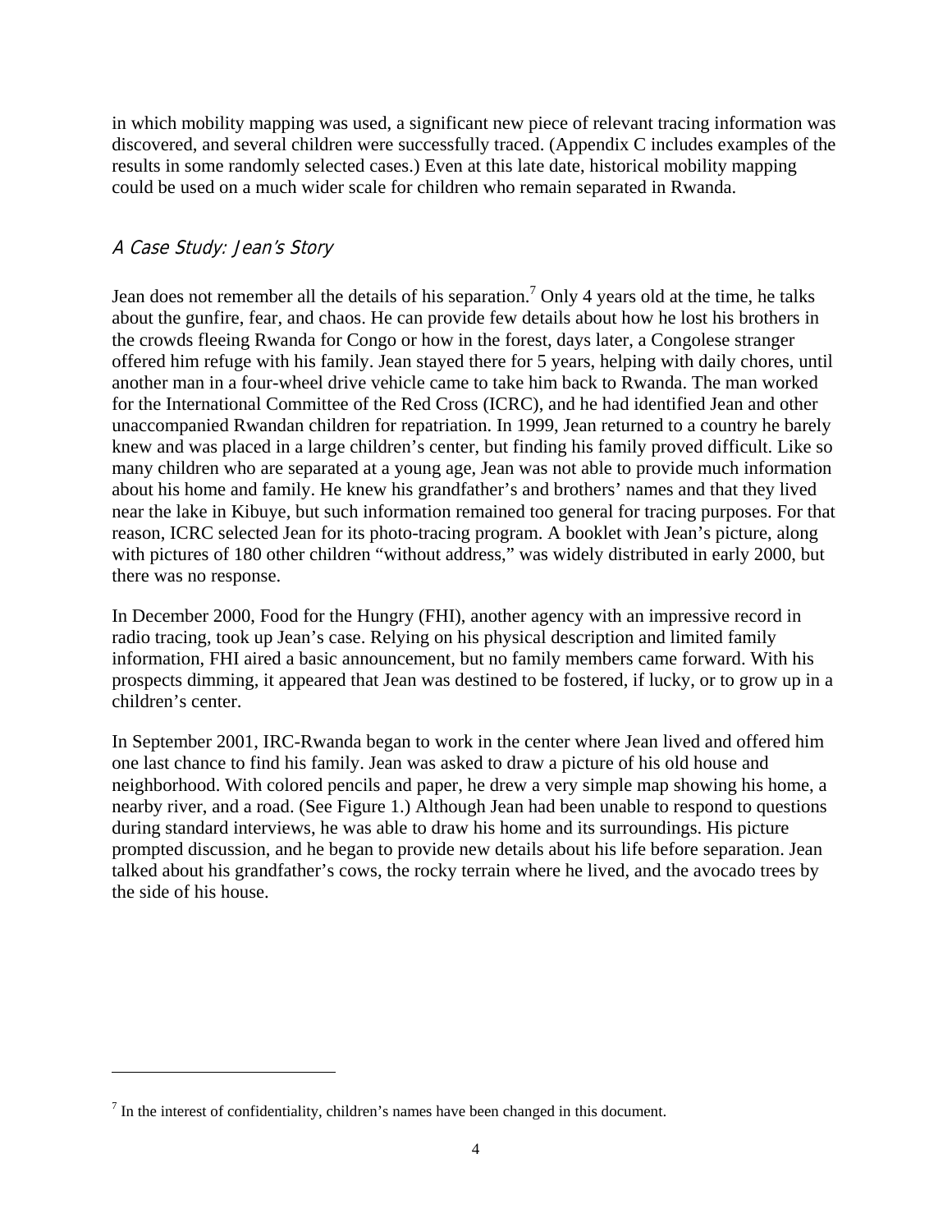in which mobility mapping was used, a significant new piece of relevant tracing information was discovered, and several children were successfully traced. (Appendix C includes examples of the results in some randomly selected cases.) Even at this late date, historical mobility mapping could be used on a much wider scale for children who remain separated in Rwanda.

### *A Case Study: Jean's Story*

Jean does not remember all the details of his separation.[7] Only 4 years old at the time, he talks about the gunfire, fear, and chaos. He can provide few details about how he lost his brothers in the crowds fleeing Rwanda for Congo or how in the forest, days later, a Congolese stranger offered him refuge with his family. Jean stayed there for 5 years, helping with daily chores, until another man in a four-wheel drive vehicle came to take him back to Rwanda. The man worked for the International Committee of the Red Cross (ICRC), and he had identified Jean and other unaccompanied Rwandan children for repatriation. In 1999, Jean returned to a country he barely knew and was placed in a large children's center, but finding his family proved difficult. Like so many children who are separated at a young age, Jean was not able to provide much information about his home and family. He knew his grandfather's and brothers' names and that they lived near the lake in Kibuye, but such information remained too general for tracing purposes. For that reason, ICRC selected Jean for its photo-tracing program. A booklet with Jean's picture, along with pictures of 180 other children "without address," was widely distributed in early 2000, but there was no response.

In December 2000, Food for the Hungry (FHI), another agency with an impressive record in radio tracing, took up Jean's case. Relying on his physical description and limited family information, FHI aired a basic announcement, but no family members came forward. With his prospects dimming, it appeared that Jean was destined to be fostered, if lucky, or to grow up in a children's center.

In September 2001, IRC-Rwanda began to work in the center where Jean lived and offered him one last chance to find his family. Jean was asked to draw a picture of his old house and neighborhood. With colored pencils and paper, he drew a very simple map showing his home, a nearby river, and a road. (See Figure 1.) Although Jean had been unable to respond to questions during standard interviews, he was able to draw his home and its surroundings. His picture prompted discussion, and he began to provide new details about his life before separation. Jean talked about his grandfather's cows, the rocky terrain where he lived, and the avocado trees by the side of his house.

---

[7] In the interest of confidentiality, children's names have been changed in this document.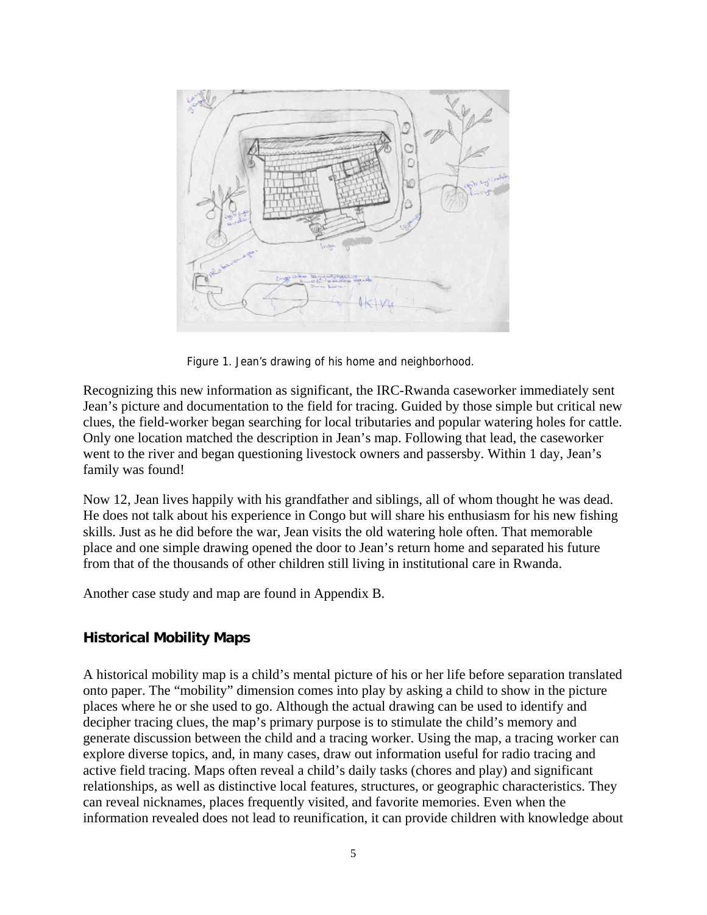Figure 1. Jean's drawing of his home and neighborhood.

Recognizing this new information as significant, the IRC-Rwanda caseworker immediately sent Jean's picture and documentation to the field for tracing. Guided by those simple but critical new clues, the field-worker began searching for local tributaries and popular watering holes for cattle. Only one location matched the description in Jean's map. Following that lead, the caseworker went to the river and began questioning livestock owners and passersby. Within 1 day, Jean's family was found!

Now 12, Jean lives happily with his grandfather and siblings, all of whom thought he was dead. He does not talk about his experience in Congo but will share his enthusiasm for his new fishing skills. Just as he did before the war, Jean visits the old watering hole often. That memorable place and one simple drawing opened the door to Jean's return home and separated his future from that of the thousands of other children still living in institutional care in Rwanda.

Another case study and map are found in Appendix B.

### Historical Mobility Maps

A historical mobility map is a child's mental picture of his or her life before separation translated onto paper. The "mobility" dimension comes into play by asking a child to show in the picture places where he or she used to go. Although the actual drawing can be used to identify and decipher tracing clues, the map's primary purpose is to stimulate the child's memory and generate discussion between the child and a tracing worker. Using the map, a tracing worker can explore diverse topics, and, in many cases, draw out information useful for radio tracing and active field tracing. Maps often reveal a child's daily tasks (chores and play) and significant relationships, as well as distinctive local features, structures, or geographic characteristics. They can reveal nicknames, places frequently visited, and favorite memories. Even when the information revealed does not lead to reunification, it can provide children with knowledge about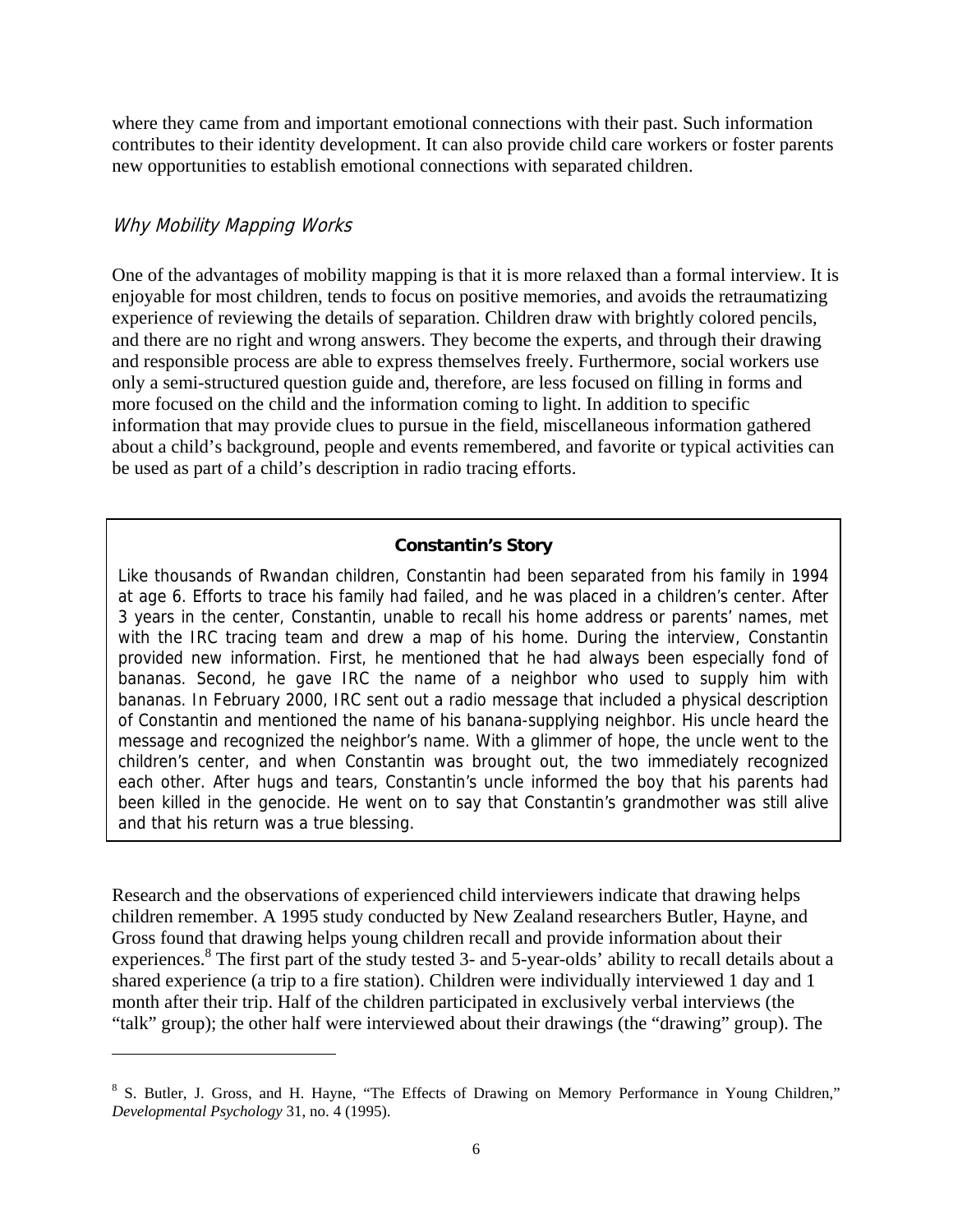where they came from and important emotional connections with their past. Such information contributes to their identity development. It can also provide child care workers or foster parents new opportunities to establish emotional connections with separated children.

### *Why Mobility Mapping Works*

One of the advantages of mobility mapping is that it is more relaxed than a formal interview. It is enjoyable for most children, tends to focus on positive memories, and avoids the retraumatizing experience of reviewing the details of separation. Children draw with brightly colored pencils, and there are no right and wrong answers. They become the experts, and through their drawing and responsible process are able to express themselves freely. Furthermore, social workers use only a semi-structured question guide and, therefore, are less focused on filling in forms and more focused on the child and the information coming to light. In addition to specific information that may provide clues to pursue in the field, miscellaneous information gathered about a child's background, people and events remembered, and favorite or typical activities can be used as part of a child's description in radio tracing efforts.

> **Constantin's Story**
>
> Like thousands of Rwandan children, Constantin had been separated from his family in 1994 at age 6. Efforts to trace his family had failed, and he was placed in a children's center. After 3 years in the center, Constantin, unable to recall his home address or parents' names, met with the IRC tracing team and drew a map of his home. During the interview, Constantin provided new information. First, he mentioned that he had always been especially fond of bananas. Second, he gave IRC the name of a neighbor who used to supply him with bananas. In February 2000, IRC sent out a radio message that included a physical description of Constantin and mentioned the name of his banana-supplying neighbor. His uncle heard the message and recognized the neighbor's name. With a glimmer of hope, the uncle went to the children's center, and when Constantin was brought out, the two immediately recognized each other. After hugs and tears, Constantin's uncle informed the boy that his parents had been killed in the genocide. He went on to say that Constantin's grandmother was still alive and that his return was a true blessing.

Research and the observations of experienced child interviewers indicate that drawing helps children remember. A 1995 study conducted by New Zealand researchers Butler, Hayne, and Gross found that drawing helps young children recall and provide information about their experiences.[8] The first part of the study tested 3- and 5-year-olds' ability to recall details about a shared experience (a trip to a fire station). Children were individually interviewed 1 day and 1 month after their trip. Half of the children participated in exclusively verbal interviews (the "talk" group); the other half were interviewed about their drawings (the "drawing" group). The

---

[8] S. Butler, J. Gross, and H. Hayne, "The Effects of Drawing on Memory Performance in Young Children," *Developmental Psychology* 31, no. 4 (1995).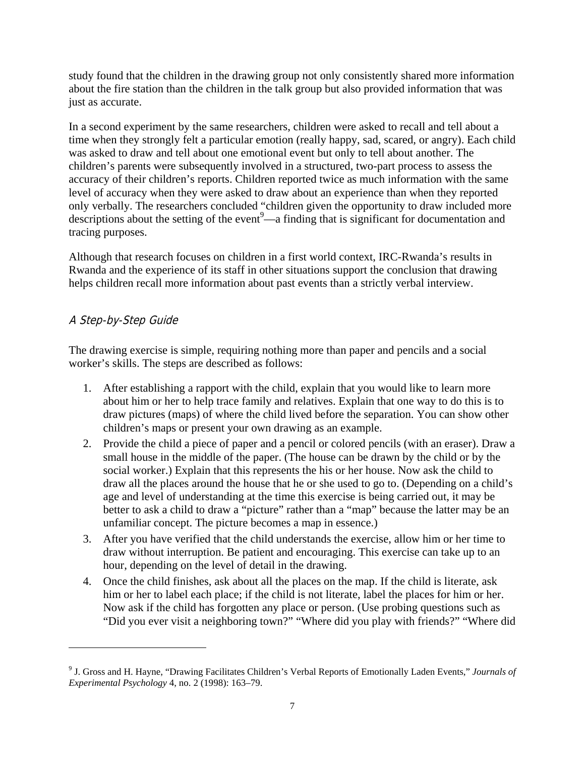study found that the children in the drawing group not only consistently shared more information about the fire station than the children in the talk group but also provided information that was just as accurate.

In a second experiment by the same researchers, children were asked to recall and tell about a time when they strongly felt a particular emotion (really happy, sad, scared, or angry). Each child was asked to draw and tell about one emotional event but only to tell about another. The children's parents were subsequently involved in a structured, two-part process to assess the accuracy of their children's reports. Children reported twice as much information with the same level of accuracy when they were asked to draw about an experience than when they reported only verbally. The researchers concluded "children given the opportunity to draw included more descriptions about the setting of the event[9]—a finding that is significant for documentation and tracing purposes.

Although that research focuses on children in a first world context, IRC-Rwanda's results in Rwanda and the experience of its staff in other situations support the conclusion that drawing helps children recall more information about past events than a strictly verbal interview.

### *A Step-by-Step Guide*

The drawing exercise is simple, requiring nothing more than paper and pencils and a social worker's skills. The steps are described as follows:

1. After establishing a rapport with the child, explain that you would like to learn more about him or her to help trace family and relatives. Explain that one way to do this is to draw pictures (maps) of where the child lived before the separation. You can show other children's maps or present your own drawing as an example.
2. Provide the child a piece of paper and a pencil or colored pencils (with an eraser). Draw a small house in the middle of the paper. (The house can be drawn by the child or by the social worker.) Explain that this represents the his or her house. Now ask the child to draw all the places around the house that he or she used to go to. (Depending on a child's age and level of understanding at the time this exercise is being carried out, it may be better to ask a child to draw a "picture" rather than a "map" because the latter may be an unfamiliar concept. The picture becomes a map in essence.)
3. After you have verified that the child understands the exercise, allow him or her time to draw without interruption. Be patient and encouraging. This exercise can take up to an hour, depending on the level of detail in the drawing.
4. Once the child finishes, ask about all the places on the map. If the child is literate, ask him or her to label each place; if the child is not literate, label the places for him or her. Now ask if the child has forgotten any place or person. (Use probing questions such as "Did you ever visit a neighboring town?" "Where did you play with friends?" "Where did

---

[9] J. Gross and H. Hayne, "Drawing Facilitates Children's Verbal Reports of Emotionally Laden Events," *Journals of Experimental Psychology* 4, no. 2 (1998): 163–79.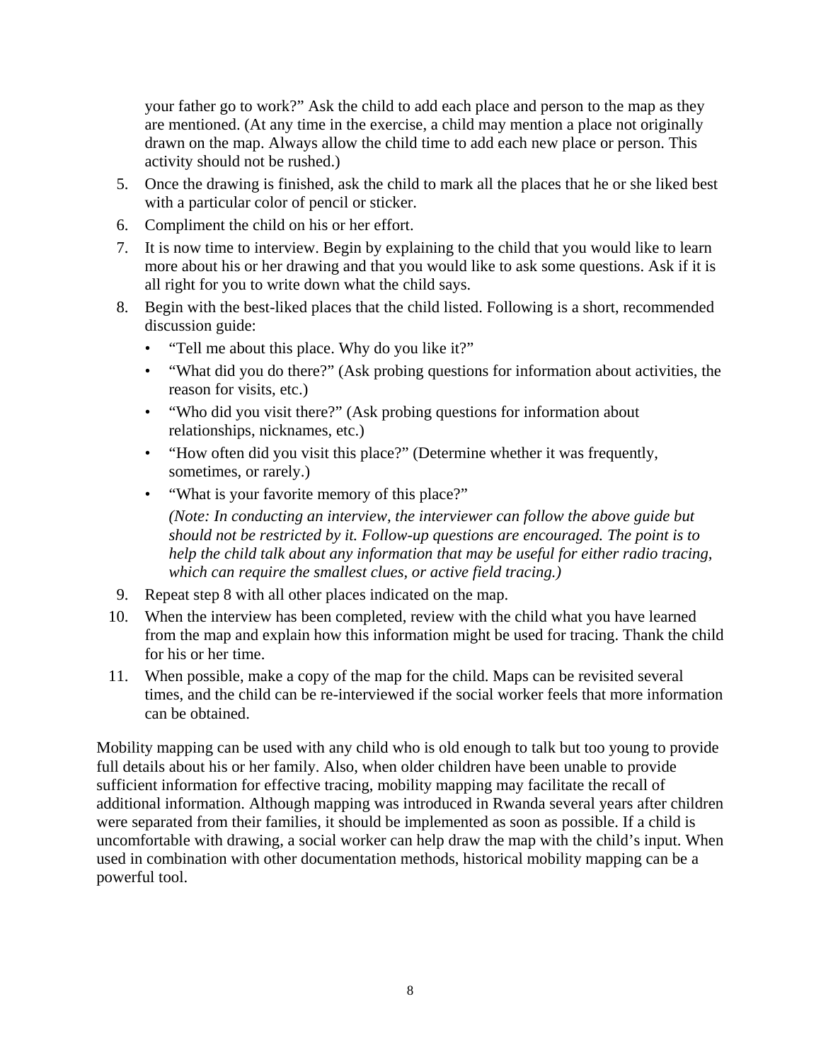your father go to work?" Ask the child to add each place and person to the map as they are mentioned. (At any time in the exercise, a child may mention a place not originally drawn on the map. Always allow the child time to add each new place or person. This activity should not be rushed.)

5. Once the drawing is finished, ask the child to mark all the places that he or she liked best with a particular color of pencil or sticker.
6. Compliment the child on his or her effort.
7. It is now time to interview. Begin by explaining to the child that you would like to learn more about his or her drawing and that you would like to ask some questions. Ask if it is all right for you to write down what the child says.
8. Begin with the best-liked places that the child listed. Following is a short, recommended discussion guide:
   - "Tell me about this place. Why do you like it?"
   - "What did you do there?" (Ask probing questions for information about activities, the reason for visits, etc.)
   - "Who did you visit there?" (Ask probing questions for information about relationships, nicknames, etc.)
   - "How often did you visit this place?" (Determine whether it was frequently, sometimes, or rarely.)
   - "What is your favorite memory of this place?"

     *(Note: In conducting an interview, the interviewer can follow the above guide but should not be restricted by it. Follow-up questions are encouraged. The point is to help the child talk about any information that may be useful for either radio tracing, which can require the smallest clues, or active field tracing.)*
9. Repeat step 8 with all other places indicated on the map.
10. When the interview has been completed, review with the child what you have learned from the map and explain how this information might be used for tracing. Thank the child for his or her time.
11. When possible, make a copy of the map for the child. Maps can be revisited several times, and the child can be re-interviewed if the social worker feels that more information can be obtained.

Mobility mapping can be used with any child who is old enough to talk but too young to provide full details about his or her family. Also, when older children have been unable to provide sufficient information for effective tracing, mobility mapping may facilitate the recall of additional information. Although mapping was introduced in Rwanda several years after children were separated from their families, it should be implemented as soon as possible. If a child is uncomfortable with drawing, a social worker can help draw the map with the child's input. When used in combination with other documentation methods, historical mobility mapping can be a powerful tool.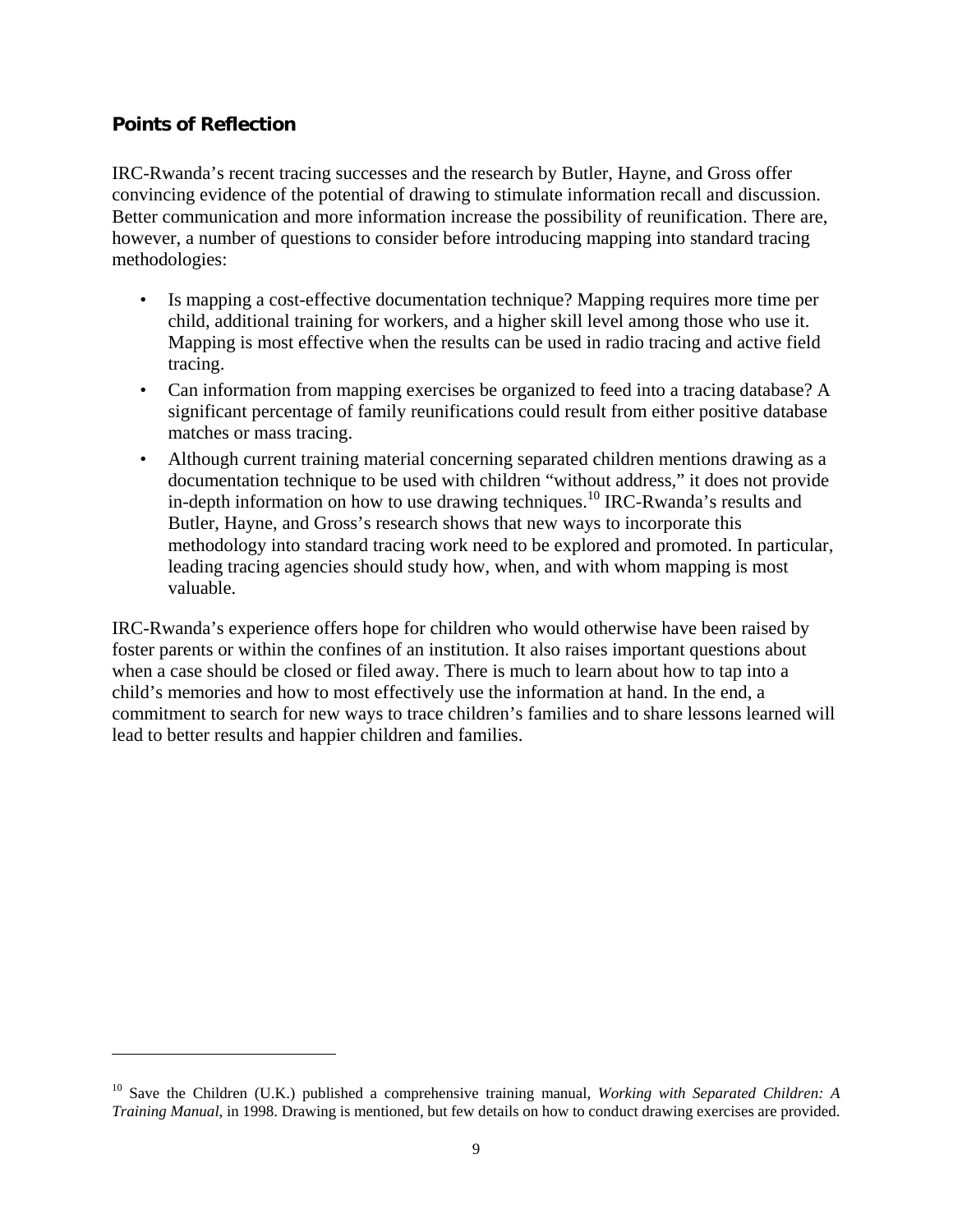### Points of Reflection

IRC-Rwanda's recent tracing successes and the research by Butler, Hayne, and Gross offer convincing evidence of the potential of drawing to stimulate information recall and discussion. Better communication and more information increase the possibility of reunification. There are, however, a number of questions to consider before introducing mapping into standard tracing methodologies:

- Is mapping a cost-effective documentation technique? Mapping requires more time per child, additional training for workers, and a higher skill level among those who use it. Mapping is most effective when the results can be used in radio tracing and active field tracing.
- Can information from mapping exercises be organized to feed into a tracing database? A significant percentage of family reunifications could result from either positive database matches or mass tracing.
- Although current training material concerning separated children mentions drawing as a documentation technique to be used with children "without address," it does not provide in-depth information on how to use drawing techniques.[10] IRC-Rwanda's results and Butler, Hayne, and Gross's research shows that new ways to incorporate this methodology into standard tracing work need to be explored and promoted. In particular, leading tracing agencies should study how, when, and with whom mapping is most valuable.

IRC-Rwanda's experience offers hope for children who would otherwise have been raised by foster parents or within the confines of an institution. It also raises important questions about when a case should be closed or filed away. There is much to learn about how to tap into a child's memories and how to most effectively use the information at hand. In the end, a commitment to search for new ways to trace children's families and to share lessons learned will lead to better results and happier children and families.

---

[10] Save the Children (U.K.) published a comprehensive training manual, *Working with Separated Children: A Training Manual*, in 1998. Drawing is mentioned, but few details on how to conduct drawing exercises are provided.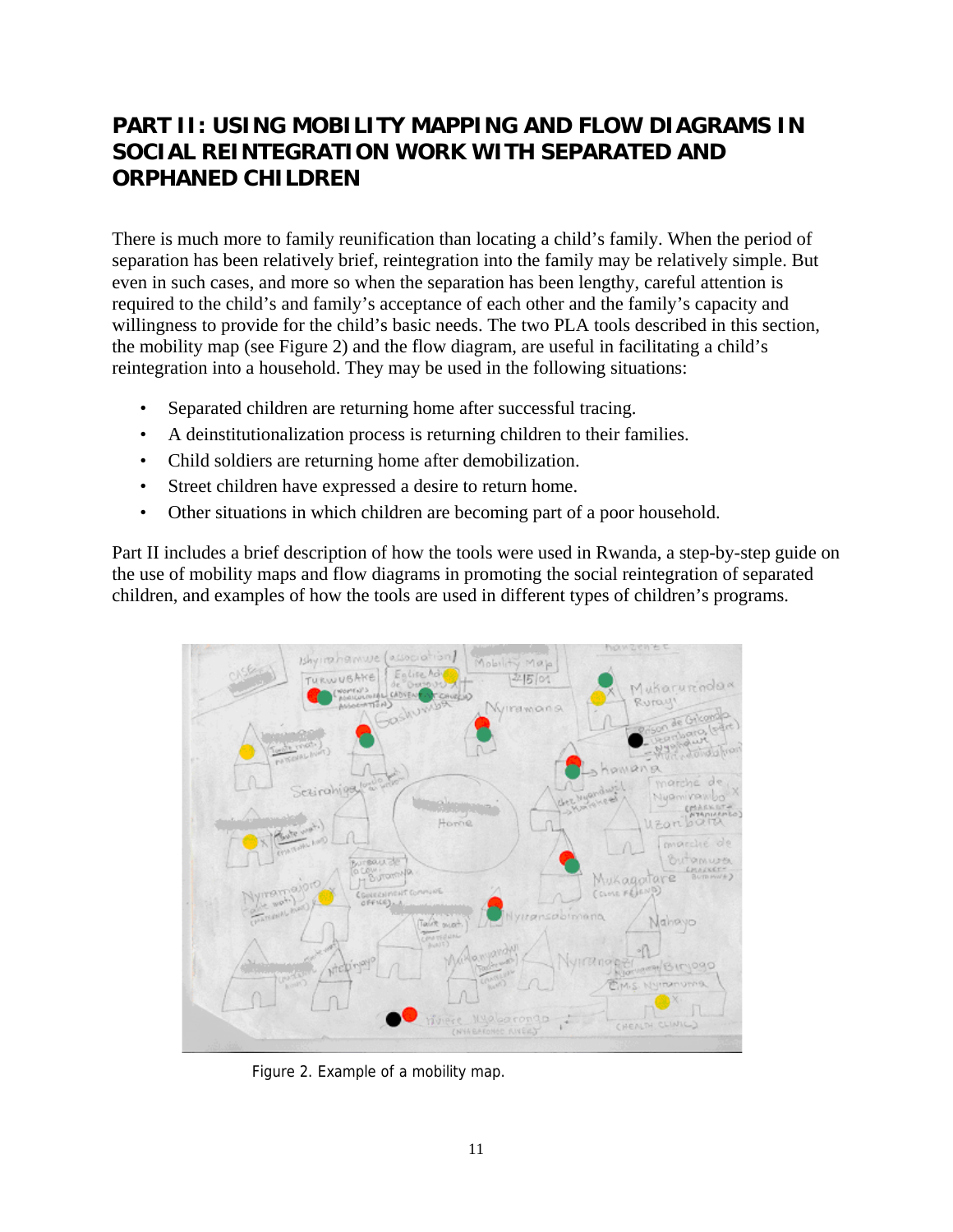# PART II: USING MOBILITY MAPPING AND FLOW DIAGRAMS IN SOCIAL REINTEGRATION WORK WITH SEPARATED AND ORPHANED CHILDREN

There is much more to family reunification than locating a child's family. When the period of separation has been relatively brief, reintegration into the family may be relatively simple. But even in such cases, and more so when the separation has been lengthy, careful attention is required to the child's and family's acceptance of each other and the family's capacity and willingness to provide for the child's basic needs. The two PLA tools described in this section, the mobility map (see Figure 2) and the flow diagram, are useful in facilitating a child's reintegration into a household. They may be used in the following situations:

- Separated children are returning home after successful tracing.
- A deinstitutionalization process is returning children to their families.
- Child soldiers are returning home after demobilization.
- Street children have expressed a desire to return home.
- Other situations in which children are becoming part of a poor household.

Part II includes a brief description of how the tools were used in Rwanda, a step-by-step guide on the use of mobility maps and flow diagrams in promoting the social reintegration of separated children, and examples of how the tools are used in different types of children's programs.

Figure 2. Example of a mobility map.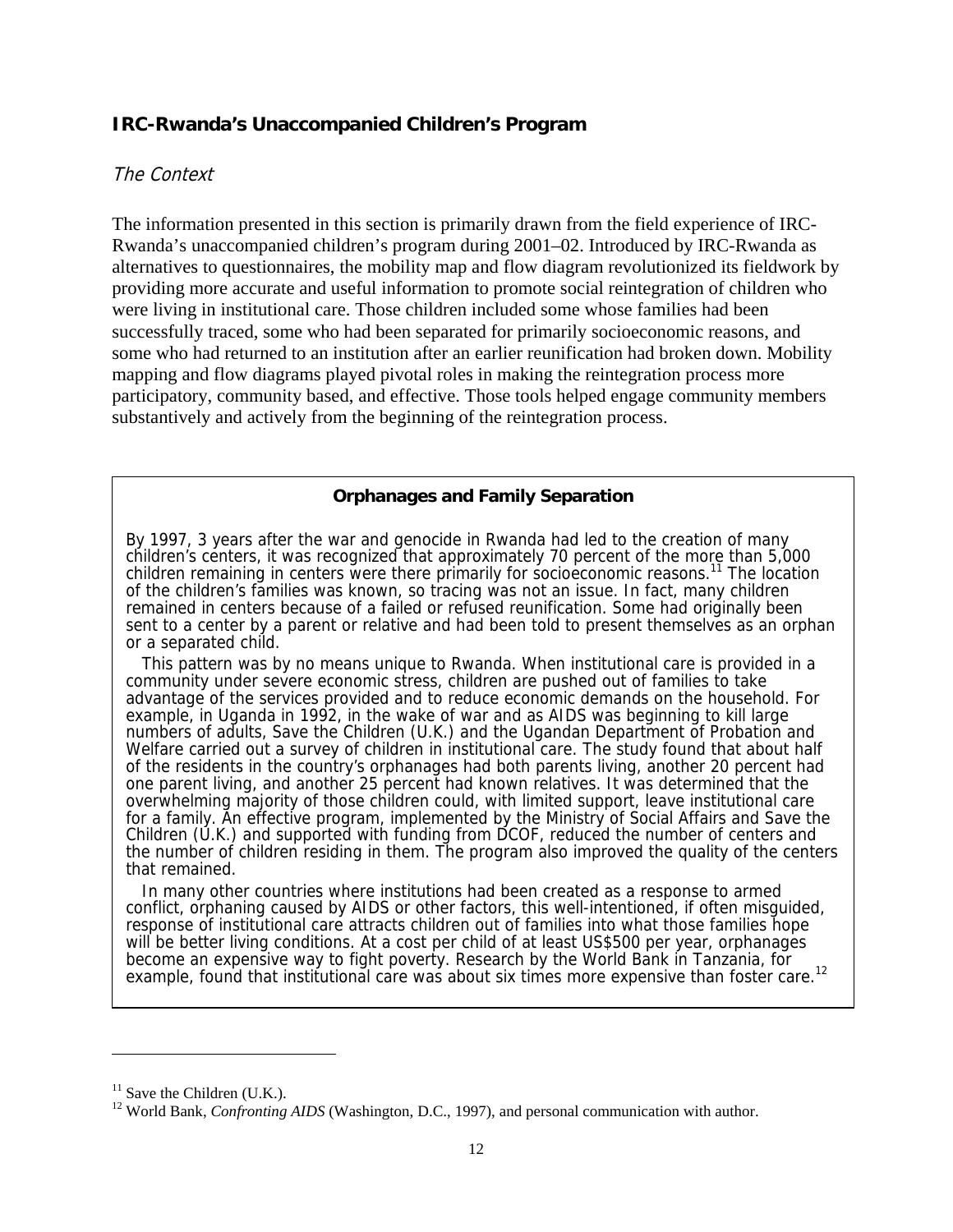## IRC-Rwanda's Unaccompanied Children's Program

### *The Context*

The information presented in this section is primarily drawn from the field experience of IRC-Rwanda's unaccompanied children's program during 2001–02. Introduced by IRC-Rwanda as alternatives to questionnaires, the mobility map and flow diagram revolutionized its fieldwork by providing more accurate and useful information to promote social reintegration of children who were living in institutional care. Those children included some whose families had been successfully traced, some who had been separated for primarily socioeconomic reasons, and some who had returned to an institution after an earlier reunification had broken down. Mobility mapping and flow diagrams played pivotal roles in making the reintegration process more participatory, community based, and effective. Those tools helped engage community members substantively and actively from the beginning of the reintegration process.

---

**Orphanages and Family Separation**

By 1997, 3 years after the war and genocide in Rwanda had led to the creation of many children's centers, it was recognized that approximately 70 percent of the more than 5,000 children remaining in centers were there primarily for socioeconomic reasons.[11] The location of the children's families was known, so tracing was not an issue. In fact, many children remained in centers because of a failed or refused reunification. Some had originally been sent to a center by a parent or relative and had been told to present themselves as an orphan or a separated child.

This pattern was by no means unique to Rwanda. When institutional care is provided in a community under severe economic stress, children are pushed out of families to take advantage of the services provided and to reduce economic demands on the household. For example, in Uganda in 1992, in the wake of war and as AIDS was beginning to kill large numbers of adults, Save the Children (U.K.) and the Ugandan Department of Probation and Welfare carried out a survey of children in institutional care. The study found that about half of the residents in the country's orphanages had both parents living, another 20 percent had one parent living, and another 25 percent had known relatives. It was determined that the overwhelming majority of those children could, with limited support, leave institutional care for a family. An effective program, implemented by the Ministry of Social Affairs and Save the Children (U.K.) and supported with funding from DCOF, reduced the number of centers and the number of children residing in them. The program also improved the quality of the centers that remained.

In many other countries where institutions had been created as a response to armed conflict, orphaning caused by AIDS or other factors, this well-intentioned, if often misguided, response of institutional care attracts children out of families into what those families hope will be better living conditions. At a cost per child of at least US$500 per year, orphanages become an expensive way to fight poverty. Research by the World Bank in Tanzania, for example, found that institutional care was about six times more expensive than foster care.[12]

---

[11] Save the Children (U.K.).

[12] World Bank, *Confronting AIDS* (Washington, D.C., 1997), and personal communication with author.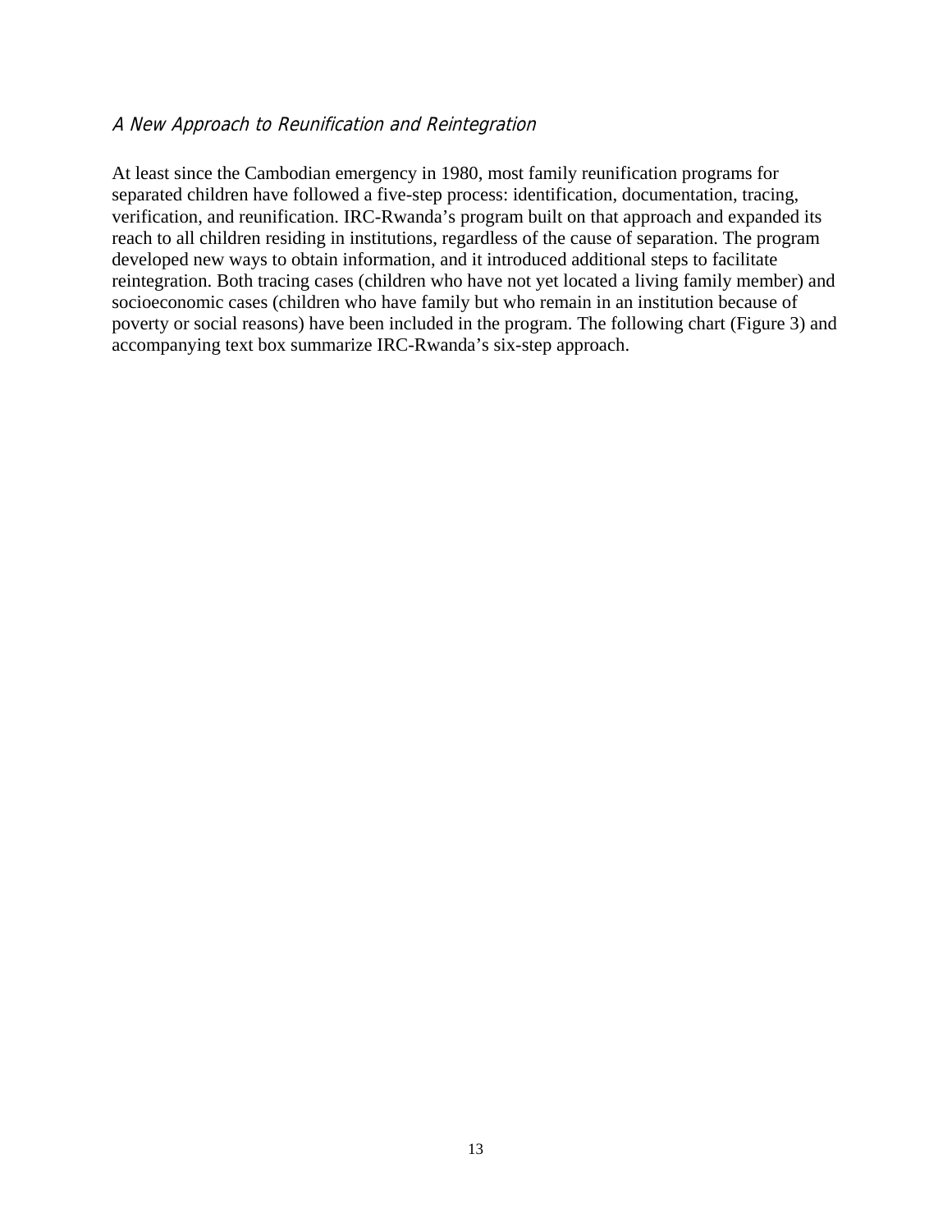### *A New Approach to Reunification and Reintegration*

At least since the Cambodian emergency in 1980, most family reunification programs for separated children have followed a five-step process: identification, documentation, tracing, verification, and reunification. IRC-Rwanda's program built on that approach and expanded its reach to all children residing in institutions, regardless of the cause of separation. The program developed new ways to obtain information, and it introduced additional steps to facilitate reintegration. Both tracing cases (children who have not yet located a living family member) and socioeconomic cases (children who have family but who remain in an institution because of poverty or social reasons) have been included in the program. The following chart (Figure 3) and accompanying text box summarize IRC-Rwanda's six-step approach.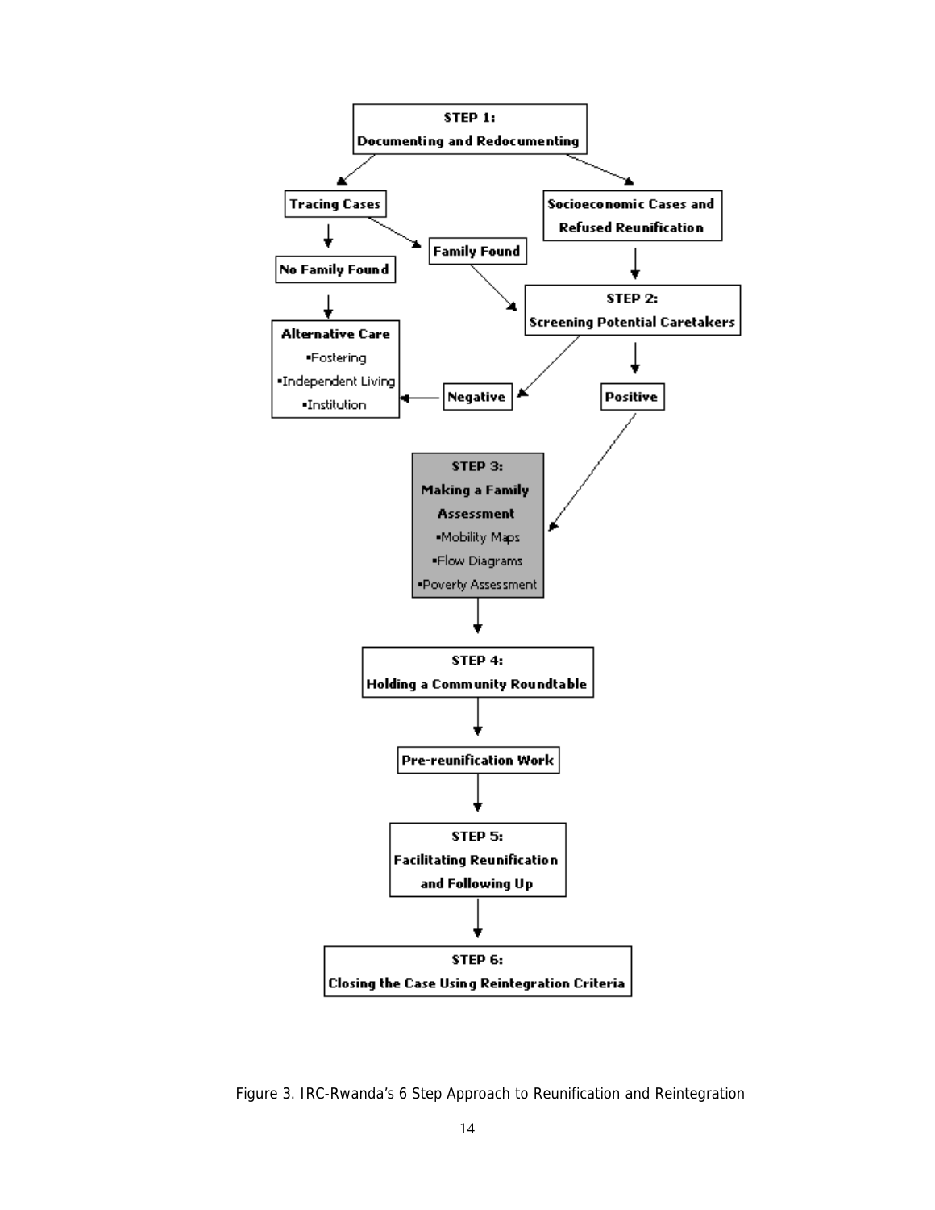**STEP 1: Documenting and Redocumenting**

- **Tracing Cases**
  - **No Family Found** → **Alternative Care**
    - Fostering
    - Independent Living
    - Institution
  - **Family Found** → STEP 2
- **Socioeconomic Cases and Refused Reunification** → STEP 2

**STEP 2: Screening Potential Caretakers**

- **Negative** → Alternative Care
- **Positive** → STEP 3

**STEP 3: Making a Family Assessment**

- Mobility Maps
- Flow Diagrams
- Poverty Assessment

**STEP 4: Holding a Community Roundtable**

**Pre-reunification Work**

**STEP 5: Facilitating Reunification and Following Up**

**STEP 6: Closing the Case Using Reintegration Criteria**

Figure 3. IRC-Rwanda's 6 Step Approach to Reunification and Reintegration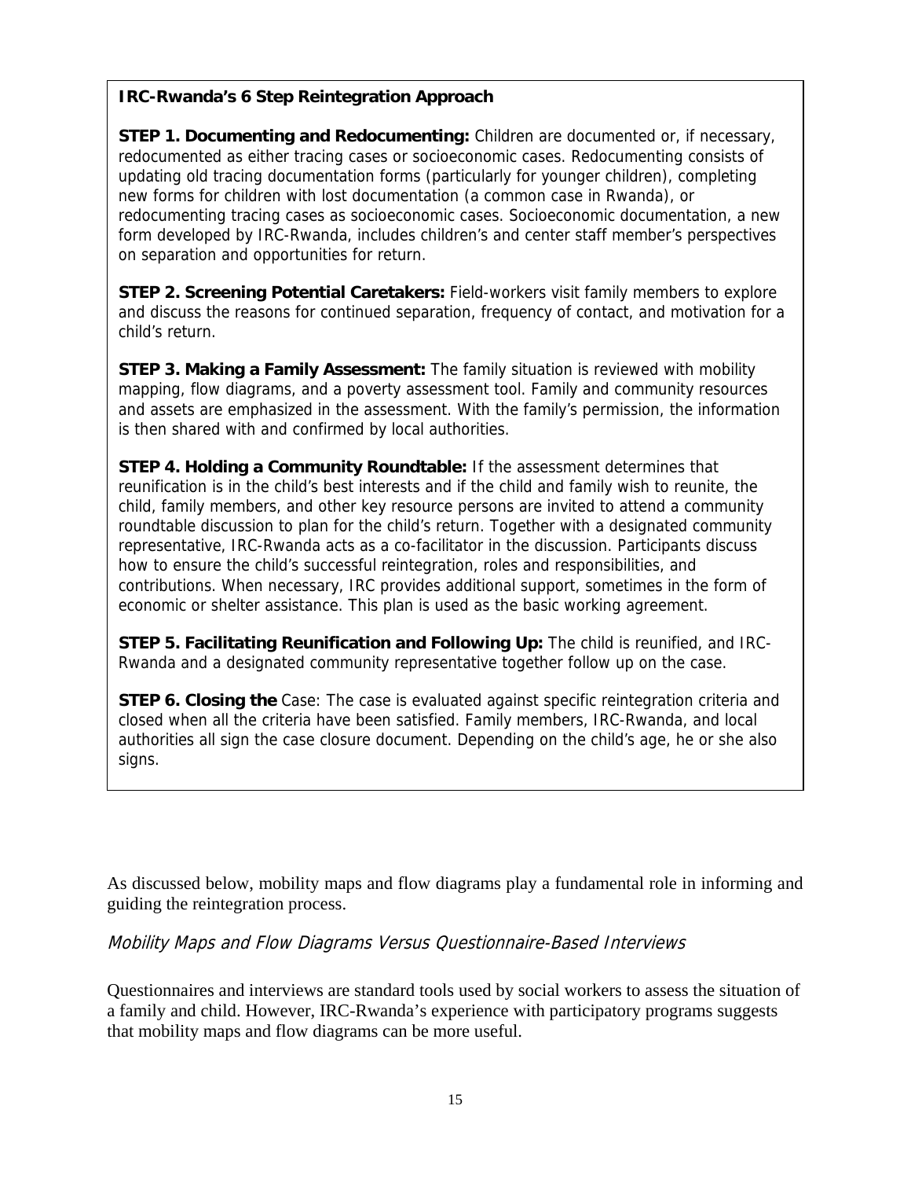**IRC-Rwanda's 6 Step Reintegration Approach**

**STEP 1. Documenting and Redocumenting:** Children are documented or, if necessary, redocumented as either tracing cases or socioeconomic cases. Redocumenting consists of updating old tracing documentation forms (particularly for younger children), completing new forms for children with lost documentation (a common case in Rwanda), or redocumenting tracing cases as socioeconomic cases. Socioeconomic documentation, a new form developed by IRC-Rwanda, includes children's and center staff member's perspectives on separation and opportunities for return.

**STEP 2. Screening Potential Caretakers:** Field-workers visit family members to explore and discuss the reasons for continued separation, frequency of contact, and motivation for a child's return.

**STEP 3. Making a Family Assessment:** The family situation is reviewed with mobility mapping, flow diagrams, and a poverty assessment tool. Family and community resources and assets are emphasized in the assessment. With the family's permission, the information is then shared with and confirmed by local authorities.

**STEP 4. Holding a Community Roundtable:** If the assessment determines that reunification is in the child's best interests and if the child and family wish to reunite, the child, family members, and other key resource persons are invited to attend a community roundtable discussion to plan for the child's return. Together with a designated community representative, IRC-Rwanda acts as a co-facilitator in the discussion. Participants discuss how to ensure the child's successful reintegration, roles and responsibilities, and contributions. When necessary, IRC provides additional support, sometimes in the form of economic or shelter assistance. This plan is used as the basic working agreement.

**STEP 5. Facilitating Reunification and Following Up:** The child is reunified, and IRC-Rwanda and a designated community representative together follow up on the case.

**STEP 6. Closing the** Case: The case is evaluated against specific reintegration criteria and closed when all the criteria have been satisfied. Family members, IRC-Rwanda, and local authorities all sign the case closure document. Depending on the child's age, he or she also signs.

As discussed below, mobility maps and flow diagrams play a fundamental role in informing and guiding the reintegration process.

### *Mobility Maps and Flow Diagrams Versus Questionnaire-Based Interviews*

Questionnaires and interviews are standard tools used by social workers to assess the situation of a family and child. However, IRC-Rwanda's experience with participatory programs suggests that mobility maps and flow diagrams can be more useful.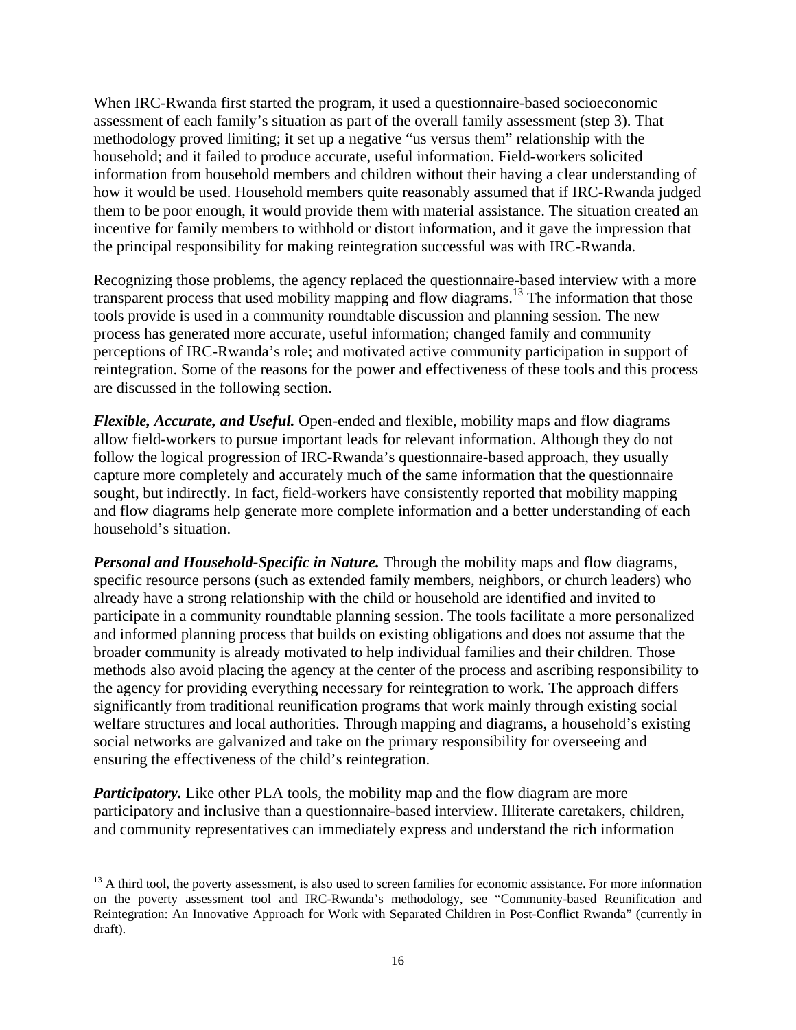When IRC-Rwanda first started the program, it used a questionnaire-based socioeconomic assessment of each family's situation as part of the overall family assessment (step 3). That methodology proved limiting; it set up a negative "us versus them" relationship with the household; and it failed to produce accurate, useful information. Field-workers solicited information from household members and children without their having a clear understanding of how it would be used. Household members quite reasonably assumed that if IRC-Rwanda judged them to be poor enough, it would provide them with material assistance. The situation created an incentive for family members to withhold or distort information, and it gave the impression that the principal responsibility for making reintegration successful was with IRC-Rwanda.

Recognizing those problems, the agency replaced the questionnaire-based interview with a more transparent process that used mobility mapping and flow diagrams.[13] The information that those tools provide is used in a community roundtable discussion and planning session. The new process has generated more accurate, useful information; changed family and community perceptions of IRC-Rwanda's role; and motivated active community participation in support of reintegration. Some of the reasons for the power and effectiveness of these tools and this process are discussed in the following section.

***Flexible, Accurate, and Useful.*** Open-ended and flexible, mobility maps and flow diagrams allow field-workers to pursue important leads for relevant information. Although they do not follow the logical progression of IRC-Rwanda's questionnaire-based approach, they usually capture more completely and accurately much of the same information that the questionnaire sought, but indirectly. In fact, field-workers have consistently reported that mobility mapping and flow diagrams help generate more complete information and a better understanding of each household's situation.

***Personal and Household-Specific in Nature.*** Through the mobility maps and flow diagrams, specific resource persons (such as extended family members, neighbors, or church leaders) who already have a strong relationship with the child or household are identified and invited to participate in a community roundtable planning session. The tools facilitate a more personalized and informed planning process that builds on existing obligations and does not assume that the broader community is already motivated to help individual families and their children. Those methods also avoid placing the agency at the center of the process and ascribing responsibility to the agency for providing everything necessary for reintegration to work. The approach differs significantly from traditional reunification programs that work mainly through existing social welfare structures and local authorities. Through mapping and diagrams, a household's existing social networks are galvanized and take on the primary responsibility for overseeing and ensuring the effectiveness of the child's reintegration.

***Participatory.*** Like other PLA tools, the mobility map and the flow diagram are more participatory and inclusive than a questionnaire-based interview. Illiterate caretakers, children, and community representatives can immediately express and understand the rich information

---

[13] A third tool, the poverty assessment, is also used to screen families for economic assistance. For more information on the poverty assessment tool and IRC-Rwanda's methodology, see "Community-based Reunification and Reintegration: An Innovative Approach for Work with Separated Children in Post-Conflict Rwanda" (currently in draft).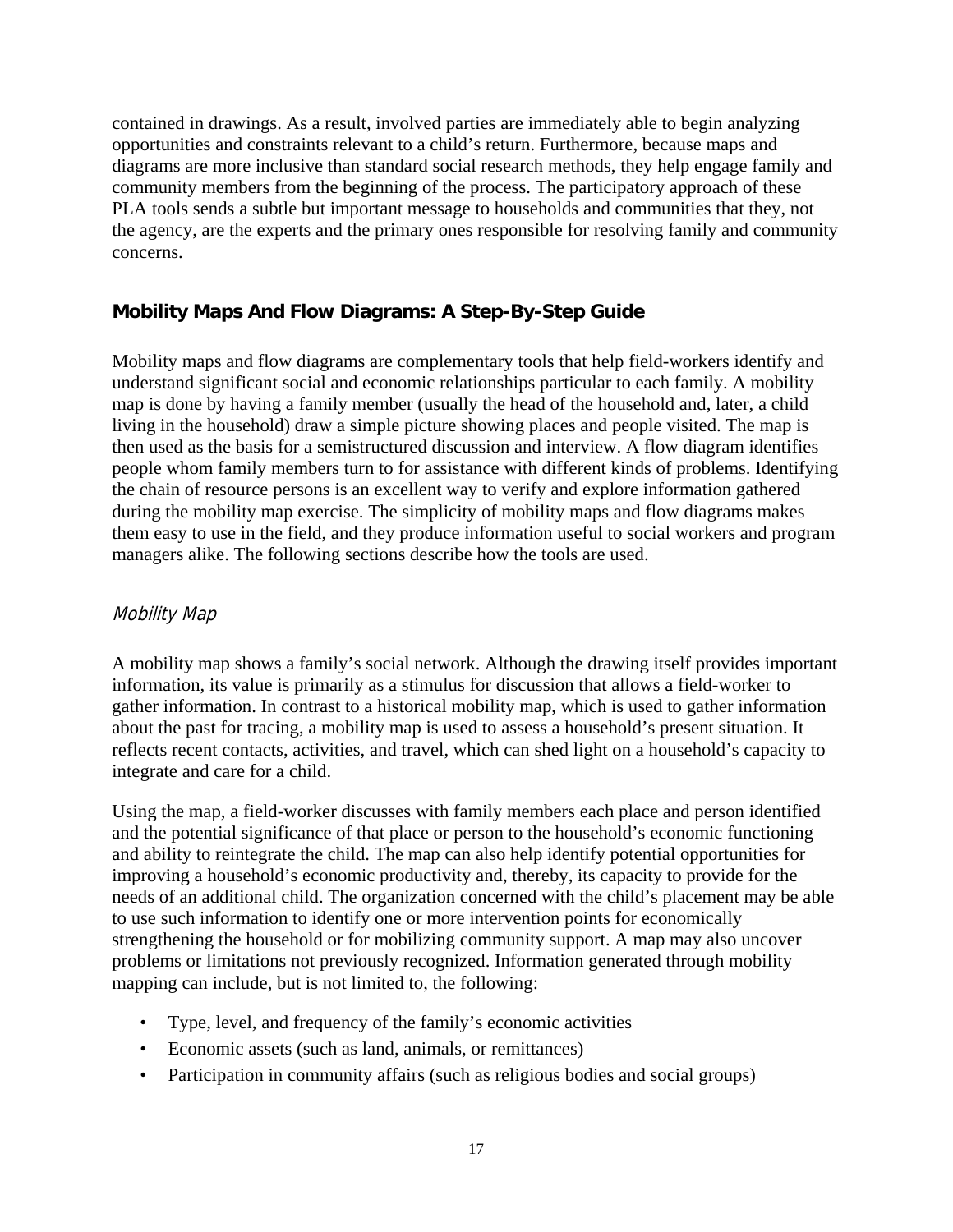contained in drawings. As a result, involved parties are immediately able to begin analyzing opportunities and constraints relevant to a child's return. Furthermore, because maps and diagrams are more inclusive than standard social research methods, they help engage family and community members from the beginning of the process. The participatory approach of these PLA tools sends a subtle but important message to households and communities that they, not the agency, are the experts and the primary ones responsible for resolving family and community concerns.

## Mobility Maps And Flow Diagrams: A Step-By-Step Guide

Mobility maps and flow diagrams are complementary tools that help field-workers identify and understand significant social and economic relationships particular to each family. A mobility map is done by having a family member (usually the head of the household and, later, a child living in the household) draw a simple picture showing places and people visited. The map is then used as the basis for a semistructured discussion and interview. A flow diagram identifies people whom family members turn to for assistance with different kinds of problems. Identifying the chain of resource persons is an excellent way to verify and explore information gathered during the mobility map exercise. The simplicity of mobility maps and flow diagrams makes them easy to use in the field, and they produce information useful to social workers and program managers alike. The following sections describe how the tools are used.

### *Mobility Map*

A mobility map shows a family's social network. Although the drawing itself provides important information, its value is primarily as a stimulus for discussion that allows a field-worker to gather information. In contrast to a historical mobility map, which is used to gather information about the past for tracing, a mobility map is used to assess a household's present situation. It reflects recent contacts, activities, and travel, which can shed light on a household's capacity to integrate and care for a child.

Using the map, a field-worker discusses with family members each place and person identified and the potential significance of that place or person to the household's economic functioning and ability to reintegrate the child. The map can also help identify potential opportunities for improving a household's economic productivity and, thereby, its capacity to provide for the needs of an additional child. The organization concerned with the child's placement may be able to use such information to identify one or more intervention points for economically strengthening the household or for mobilizing community support. A map may also uncover problems or limitations not previously recognized. Information generated through mobility mapping can include, but is not limited to, the following:

- Type, level, and frequency of the family's economic activities
- Economic assets (such as land, animals, or remittances)
- Participation in community affairs (such as religious bodies and social groups)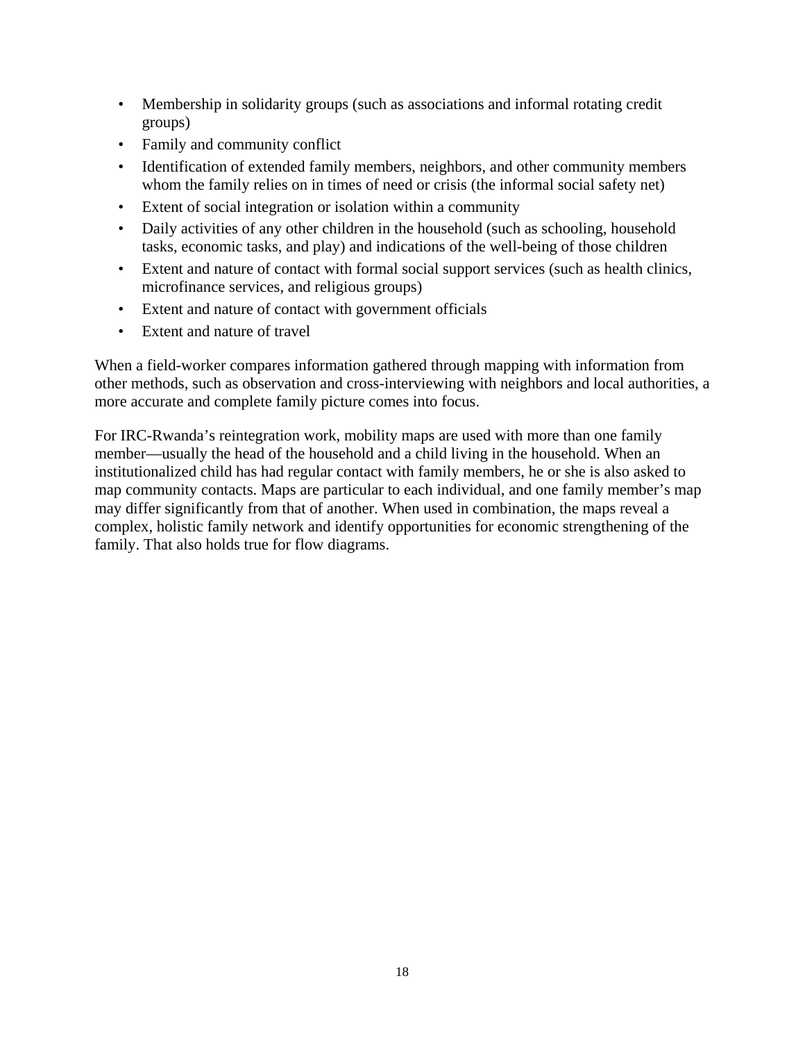- Membership in solidarity groups (such as associations and informal rotating credit groups)
- Family and community conflict
- Identification of extended family members, neighbors, and other community members whom the family relies on in times of need or crisis (the informal social safety net)
- Extent of social integration or isolation within a community
- Daily activities of any other children in the household (such as schooling, household tasks, economic tasks, and play) and indications of the well-being of those children
- Extent and nature of contact with formal social support services (such as health clinics, microfinance services, and religious groups)
- Extent and nature of contact with government officials
- Extent and nature of travel

When a field-worker compares information gathered through mapping with information from other methods, such as observation and cross-interviewing with neighbors and local authorities, a more accurate and complete family picture comes into focus.

For IRC-Rwanda's reintegration work, mobility maps are used with more than one family member—usually the head of the household and a child living in the household. When an institutionalized child has had regular contact with family members, he or she is also asked to map community contacts. Maps are particular to each individual, and one family member's map may differ significantly from that of another. When used in combination, the maps reveal a complex, holistic family network and identify opportunities for economic strengthening of the family. That also holds true for flow diagrams.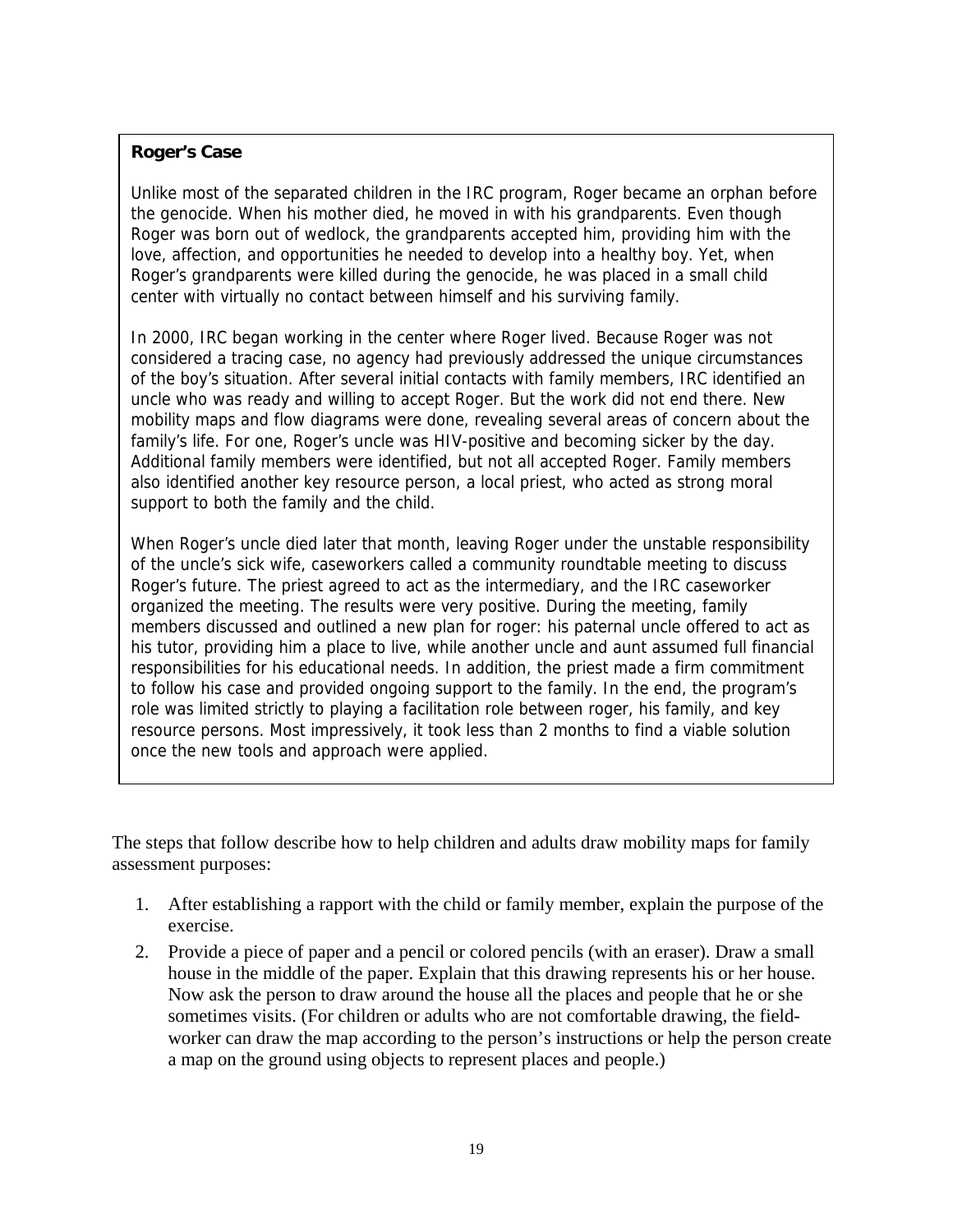**Roger's Case**

Unlike most of the separated children in the IRC program, Roger became an orphan before the genocide. When his mother died, he moved in with his grandparents. Even though Roger was born out of wedlock, the grandparents accepted him, providing him with the love, affection, and opportunities he needed to develop into a healthy boy. Yet, when Roger's grandparents were killed during the genocide, he was placed in a small child center with virtually no contact between himself and his surviving family.

In 2000, IRC began working in the center where Roger lived. Because Roger was not considered a tracing case, no agency had previously addressed the unique circumstances of the boy's situation. After several initial contacts with family members, IRC identified an uncle who was ready and willing to accept Roger. But the work did not end there. New mobility maps and flow diagrams were done, revealing several areas of concern about the family's life. For one, Roger's uncle was HIV-positive and becoming sicker by the day. Additional family members were identified, but not all accepted Roger. Family members also identified another key resource person, a local priest, who acted as strong moral support to both the family and the child.

When Roger's uncle died later that month, leaving Roger under the unstable responsibility of the uncle's sick wife, caseworkers called a community roundtable meeting to discuss Roger's future. The priest agreed to act as the intermediary, and the IRC caseworker organized the meeting. The results were very positive. During the meeting, family members discussed and outlined a new plan for roger: his paternal uncle offered to act as his tutor, providing him a place to live, while another uncle and aunt assumed full financial responsibilities for his educational needs. In addition, the priest made a firm commitment to follow his case and provided ongoing support to the family. In the end, the program's role was limited strictly to playing a facilitation role between roger, his family, and key resource persons. Most impressively, it took less than 2 months to find a viable solution once the new tools and approach were applied.

The steps that follow describe how to help children and adults draw mobility maps for family assessment purposes:

1. After establishing a rapport with the child or family member, explain the purpose of the exercise.
2. Provide a piece of paper and a pencil or colored pencils (with an eraser). Draw a small house in the middle of the paper. Explain that this drawing represents his or her house. Now ask the person to draw around the house all the places and people that he or she sometimes visits. (For children or adults who are not comfortable drawing, the field-worker can draw the map according to the person's instructions or help the person create a map on the ground using objects to represent places and people.)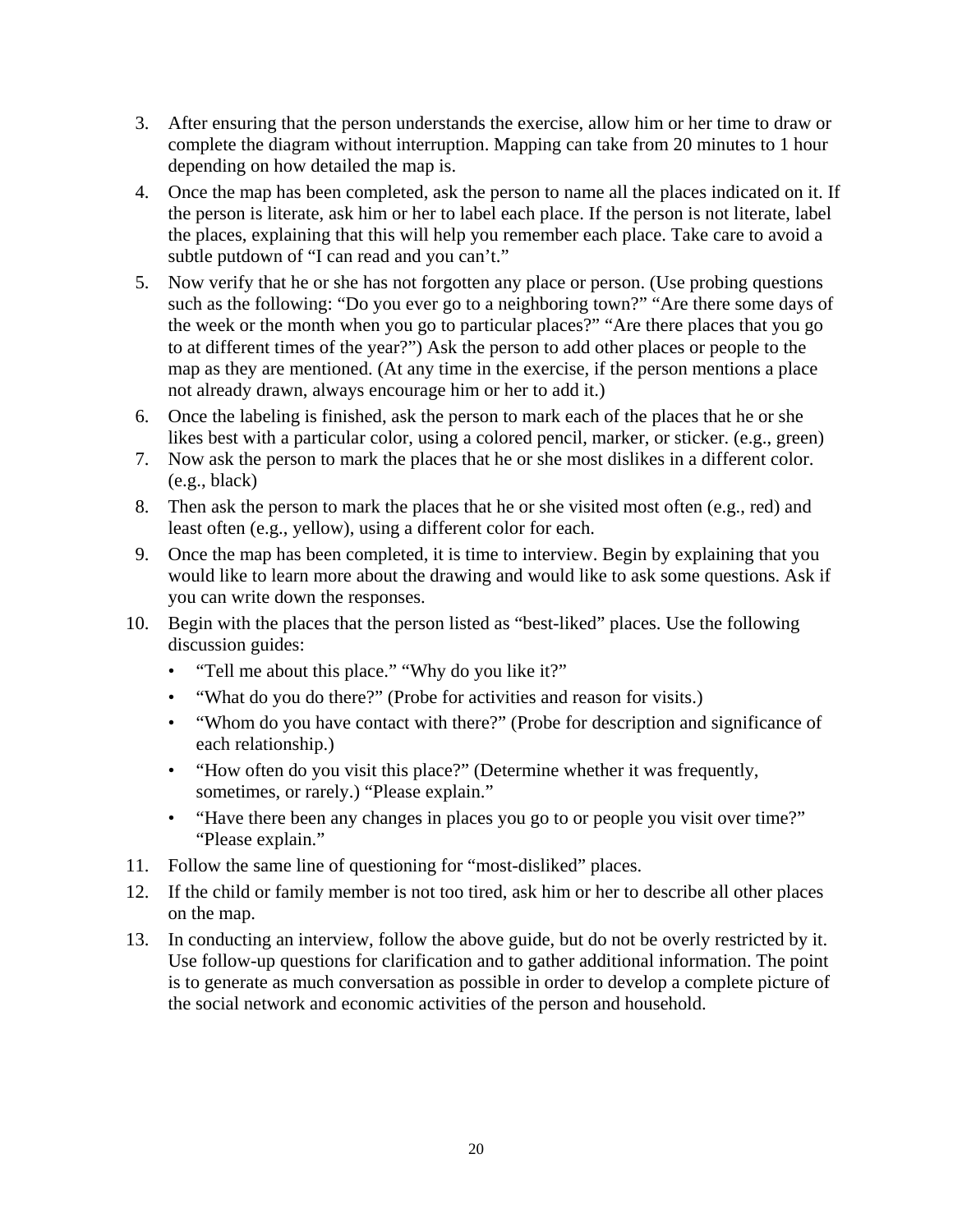3. After ensuring that the person understands the exercise, allow him or her time to draw or complete the diagram without interruption. Mapping can take from 20 minutes to 1 hour depending on how detailed the map is.
4. Once the map has been completed, ask the person to name all the places indicated on it. If the person is literate, ask him or her to label each place. If the person is not literate, label the places, explaining that this will help you remember each place. Take care to avoid a subtle putdown of "I can read and you can't."
5. Now verify that he or she has not forgotten any place or person. (Use probing questions such as the following: "Do you ever go to a neighboring town?" "Are there some days of the week or the month when you go to particular places?" "Are there places that you go to at different times of the year?") Ask the person to add other places or people to the map as they are mentioned. (At any time in the exercise, if the person mentions a place not already drawn, always encourage him or her to add it.)
6. Once the labeling is finished, ask the person to mark each of the places that he or she likes best with a particular color, using a colored pencil, marker, or sticker. (e.g., green)
7. Now ask the person to mark the places that he or she most dislikes in a different color. (e.g., black)
8. Then ask the person to mark the places that he or she visited most often (e.g., red) and least often (e.g., yellow), using a different color for each.
9. Once the map has been completed, it is time to interview. Begin by explaining that you would like to learn more about the drawing and would like to ask some questions. Ask if you can write down the responses.
10. Begin with the places that the person listed as "best-liked" places. Use the following discussion guides:
    - "Tell me about this place." "Why do you like it?"
    - "What do you do there?" (Probe for activities and reason for visits.)
    - "Whom do you have contact with there?" (Probe for description and significance of each relationship.)
    - "How often do you visit this place?" (Determine whether it was frequently, sometimes, or rarely.) "Please explain."
    - "Have there been any changes in places you go to or people you visit over time?" "Please explain."
11. Follow the same line of questioning for "most-disliked" places.
12. If the child or family member is not too tired, ask him or her to describe all other places on the map.
13. In conducting an interview, follow the above guide, but do not be overly restricted by it. Use follow-up questions for clarification and to gather additional information. The point is to generate as much conversation as possible in order to develop a complete picture of the social network and economic activities of the person and household.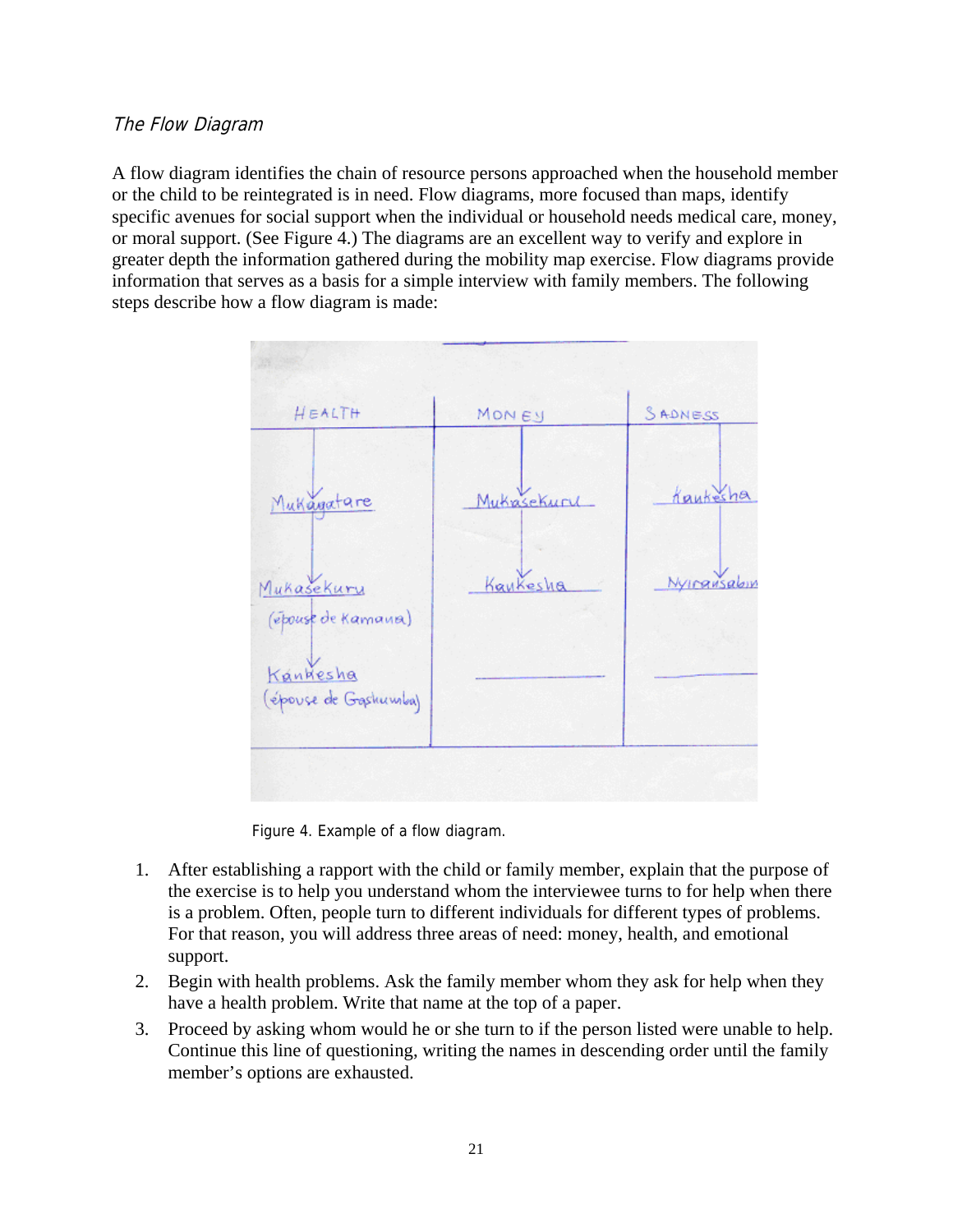*The Flow Diagram*

A flow diagram identifies the chain of resource persons approached when the household member or the child to be reintegrated is in need. Flow diagrams, more focused than maps, identify specific avenues for social support when the individual or household needs medical care, money, or moral support. (See Figure 4.) The diagrams are an excellent way to verify and explore in greater depth the information gathered during the mobility map exercise. Flow diagrams provide information that serves as a basis for a simple interview with family members. The following steps describe how a flow diagram is made:

| HEALTH | MONEY | SADNESS |
|---|---|---|
| Mukagatare | Mukasekuru | Kankesha |
| ↓ | ↓ | ↓ |
| Mukasekuru (épouse de Kamana) | Kankesha | Nyiransabim |
| ↓ | | |
| Kankesha (épouse de Gashumba) | | |

Figure 4. Example of a flow diagram.

1. After establishing a rapport with the child or family member, explain that the purpose of the exercise is to help you understand whom the interviewee turns to for help when there is a problem. Often, people turn to different individuals for different types of problems. For that reason, you will address three areas of need: money, health, and emotional support.
2. Begin with health problems. Ask the family member whom they ask for help when they have a health problem. Write that name at the top of a paper.
3. Proceed by asking whom would he or she turn to if the person listed were unable to help. Continue this line of questioning, writing the names in descending order until the family member's options are exhausted.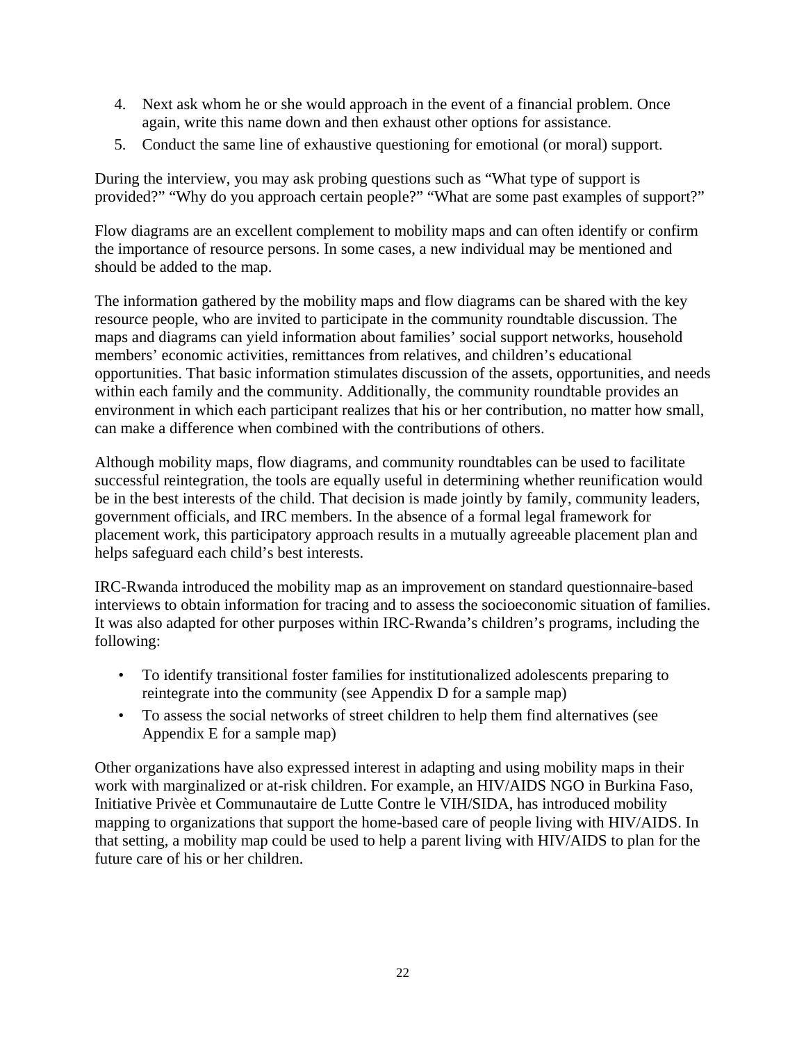4. Next ask whom he or she would approach in the event of a financial problem. Once again, write this name down and then exhaust other options for assistance.
5. Conduct the same line of exhaustive questioning for emotional (or moral) support.

During the interview, you may ask probing questions such as "What type of support is provided?" "Why do you approach certain people?" "What are some past examples of support?"

Flow diagrams are an excellent complement to mobility maps and can often identify or confirm the importance of resource persons. In some cases, a new individual may be mentioned and should be added to the map.

The information gathered by the mobility maps and flow diagrams can be shared with the key resource people, who are invited to participate in the community roundtable discussion. The maps and diagrams can yield information about families' social support networks, household members' economic activities, remittances from relatives, and children's educational opportunities. That basic information stimulates discussion of the assets, opportunities, and needs within each family and the community. Additionally, the community roundtable provides an environment in which each participant realizes that his or her contribution, no matter how small, can make a difference when combined with the contributions of others.

Although mobility maps, flow diagrams, and community roundtables can be used to facilitate successful reintegration, the tools are equally useful in determining whether reunification would be in the best interests of the child. That decision is made jointly by family, community leaders, government officials, and IRC members. In the absence of a formal legal framework for placement work, this participatory approach results in a mutually agreeable placement plan and helps safeguard each child's best interests.

IRC-Rwanda introduced the mobility map as an improvement on standard questionnaire-based interviews to obtain information for tracing and to assess the socioeconomic situation of families. It was also adapted for other purposes within IRC-Rwanda's children's programs, including the following:

- To identify transitional foster families for institutionalized adolescents preparing to reintegrate into the community (see Appendix D for a sample map)
- To assess the social networks of street children to help them find alternatives (see Appendix E for a sample map)

Other organizations have also expressed interest in adapting and using mobility maps in their work with marginalized or at-risk children. For example, an HIV/AIDS NGO in Burkina Faso, Initiative Privèe et Communautaire de Lutte Contre le VIH/SIDA, has introduced mobility mapping to organizations that support the home-based care of people living with HIV/AIDS. In that setting, a mobility map could be used to help a parent living with HIV/AIDS to plan for the future care of his or her children.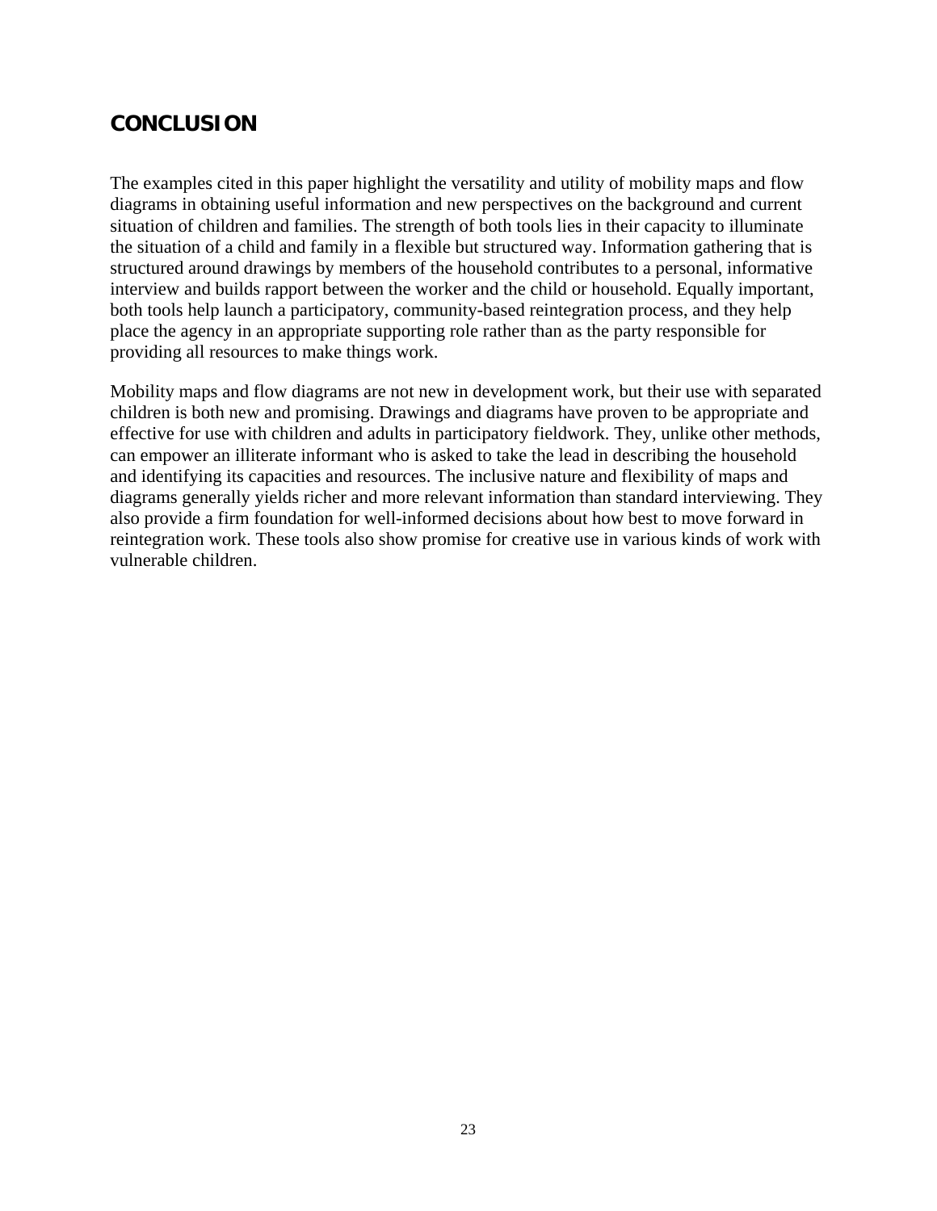## CONCLUSION

The examples cited in this paper highlight the versatility and utility of mobility maps and flow diagrams in obtaining useful information and new perspectives on the background and current situation of children and families. The strength of both tools lies in their capacity to illuminate the situation of a child and family in a flexible but structured way. Information gathering that is structured around drawings by members of the household contributes to a personal, informative interview and builds rapport between the worker and the child or household. Equally important, both tools help launch a participatory, community-based reintegration process, and they help place the agency in an appropriate supporting role rather than as the party responsible for providing all resources to make things work.

Mobility maps and flow diagrams are not new in development work, but their use with separated children is both new and promising. Drawings and diagrams have proven to be appropriate and effective for use with children and adults in participatory fieldwork. They, unlike other methods, can empower an illiterate informant who is asked to take the lead in describing the household and identifying its capacities and resources. The inclusive nature and flexibility of maps and diagrams generally yields richer and more relevant information than standard interviewing. They also provide a firm foundation for well-informed decisions about how best to move forward in reintegration work. These tools also show promise for creative use in various kinds of work with vulnerable children.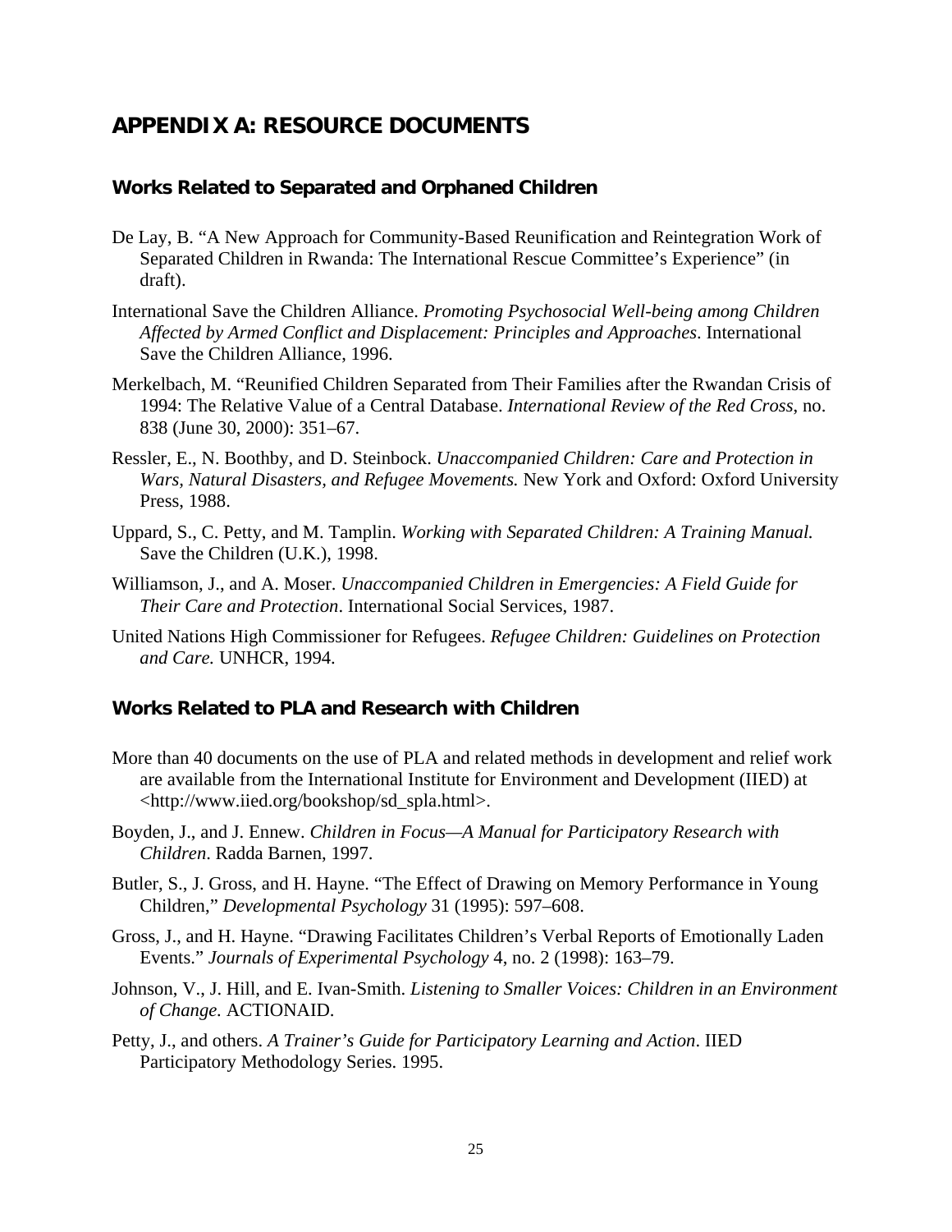## APPENDIX A: RESOURCE DOCUMENTS

### Works Related to Separated and Orphaned Children

De Lay, B. "A New Approach for Community-Based Reunification and Reintegration Work of Separated Children in Rwanda: The International Rescue Committee's Experience" (in draft).

International Save the Children Alliance. *Promoting Psychosocial Well-being among Children Affected by Armed Conflict and Displacement: Principles and Approaches*. International Save the Children Alliance, 1996.

Merkelbach, M. "Reunified Children Separated from Their Families after the Rwandan Crisis of 1994: The Relative Value of a Central Database. *International Review of the Red Cross*, no. 838 (June 30, 2000): 351–67.

Ressler, E., N. Boothby, and D. Steinbock. *Unaccompanied Children: Care and Protection in Wars, Natural Disasters, and Refugee Movements.* New York and Oxford: Oxford University Press, 1988.

Uppard, S., C. Petty, and M. Tamplin. *Working with Separated Children: A Training Manual.* Save the Children (U.K.), 1998.

Williamson, J., and A. Moser. *Unaccompanied Children in Emergencies: A Field Guide for Their Care and Protection*. International Social Services, 1987.

United Nations High Commissioner for Refugees. *Refugee Children: Guidelines on Protection and Care.* UNHCR, 1994.

### Works Related to PLA and Research with Children

More than 40 documents on the use of PLA and related methods in development and relief work are available from the International Institute for Environment and Development (IIED) at <http://www.iied.org/bookshop/sd_spla.html>.

Boyden, J., and J. Ennew. *Children in Focus—A Manual for Participatory Research with Children*. Radda Barnen, 1997.

Butler, S., J. Gross, and H. Hayne. "The Effect of Drawing on Memory Performance in Young Children," *Developmental Psychology* 31 (1995): 597–608.

Gross, J., and H. Hayne. "Drawing Facilitates Children's Verbal Reports of Emotionally Laden Events." *Journals of Experimental Psychology* 4, no. 2 (1998): 163–79.

Johnson, V., J. Hill, and E. Ivan-Smith. *Listening to Smaller Voices: Children in an Environment of Change.* ACTIONAID.

Petty, J., and others. *A Trainer's Guide for Participatory Learning and Action*. IIED Participatory Methodology Series. 1995.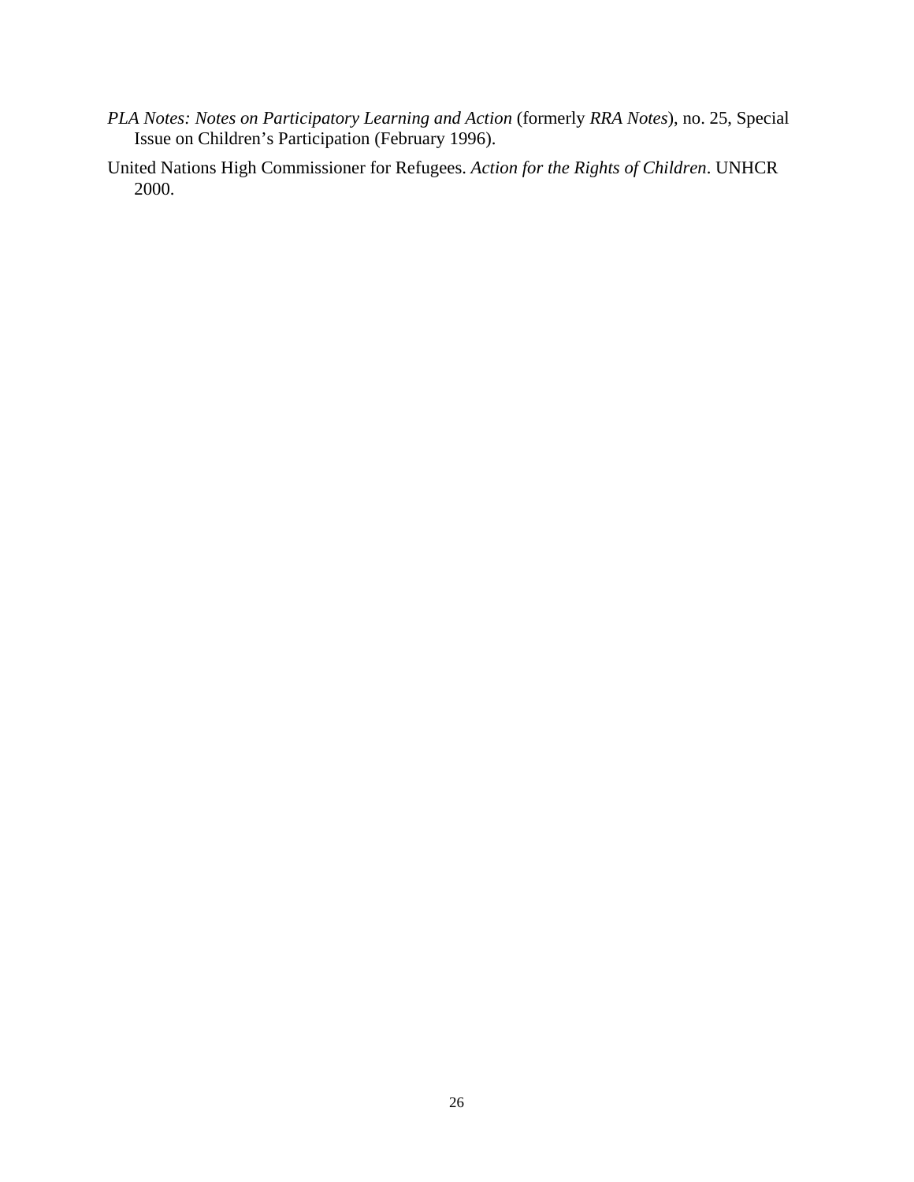*PLA Notes: Notes on Participatory Learning and Action* (formerly *RRA Notes*), no. 25, Special Issue on Children's Participation (February 1996).

United Nations High Commissioner for Refugees. *Action for the Rights of Children*. UNHCR 2000.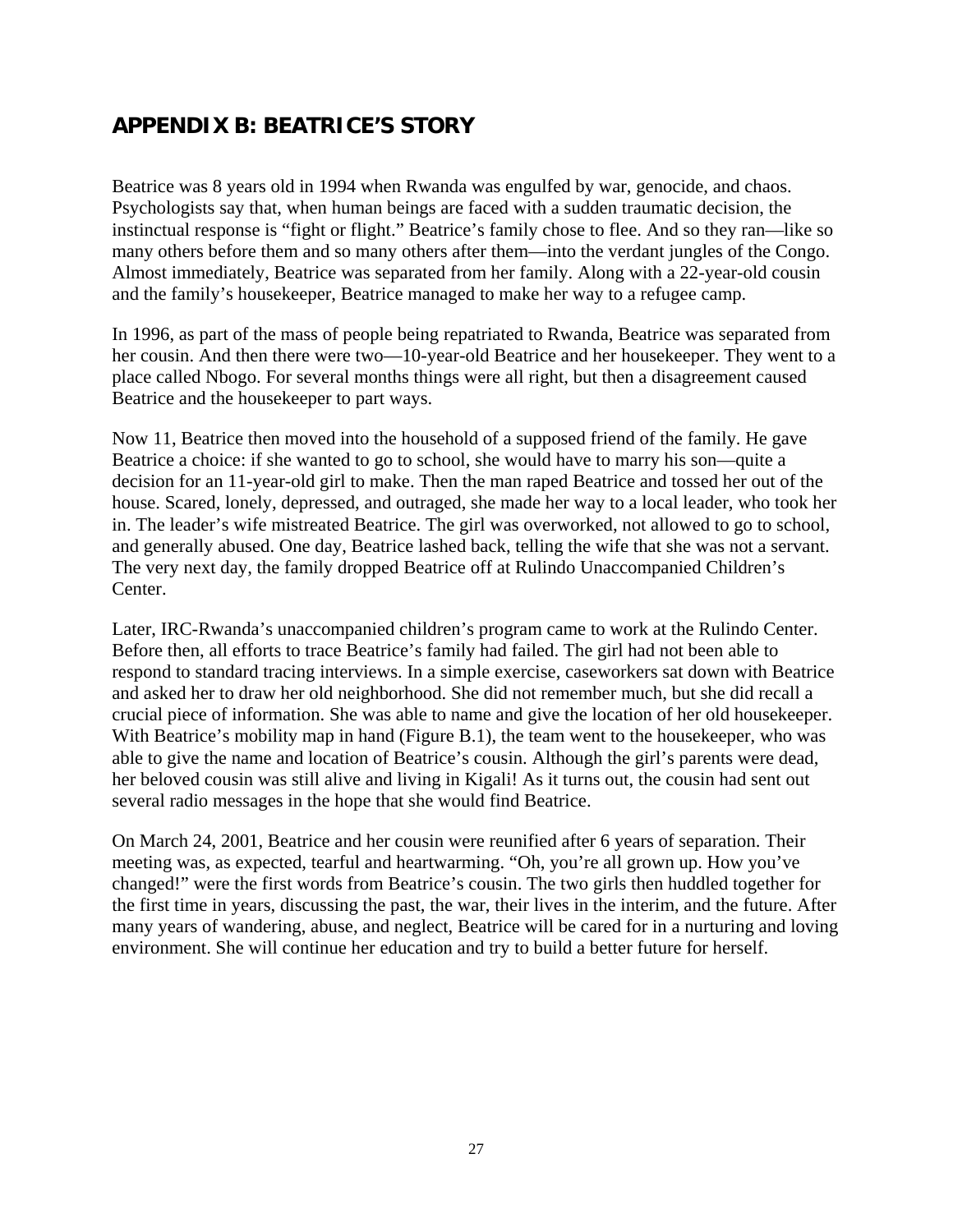## APPENDIX B: BEATRICE'S STORY

Beatrice was 8 years old in 1994 when Rwanda was engulfed by war, genocide, and chaos. Psychologists say that, when human beings are faced with a sudden traumatic decision, the instinctual response is "fight or flight." Beatrice's family chose to flee. And so they ran—like so many others before them and so many others after them—into the verdant jungles of the Congo. Almost immediately, Beatrice was separated from her family. Along with a 22-year-old cousin and the family's housekeeper, Beatrice managed to make her way to a refugee camp.

In 1996, as part of the mass of people being repatriated to Rwanda, Beatrice was separated from her cousin. And then there were two—10-year-old Beatrice and her housekeeper. They went to a place called Nbogo. For several months things were all right, but then a disagreement caused Beatrice and the housekeeper to part ways.

Now 11, Beatrice then moved into the household of a supposed friend of the family. He gave Beatrice a choice: if she wanted to go to school, she would have to marry his son—quite a decision for an 11-year-old girl to make. Then the man raped Beatrice and tossed her out of the house. Scared, lonely, depressed, and outraged, she made her way to a local leader, who took her in. The leader's wife mistreated Beatrice. The girl was overworked, not allowed to go to school, and generally abused. One day, Beatrice lashed back, telling the wife that she was not a servant. The very next day, the family dropped Beatrice off at Rulindo Unaccompanied Children's Center.

Later, IRC-Rwanda's unaccompanied children's program came to work at the Rulindo Center. Before then, all efforts to trace Beatrice's family had failed. The girl had not been able to respond to standard tracing interviews. In a simple exercise, caseworkers sat down with Beatrice and asked her to draw her old neighborhood. She did not remember much, but she did recall a crucial piece of information. She was able to name and give the location of her old housekeeper. With Beatrice's mobility map in hand (Figure B.1), the team went to the housekeeper, who was able to give the name and location of Beatrice's cousin. Although the girl's parents were dead, her beloved cousin was still alive and living in Kigali! As it turns out, the cousin had sent out several radio messages in the hope that she would find Beatrice.

On March 24, 2001, Beatrice and her cousin were reunified after 6 years of separation. Their meeting was, as expected, tearful and heartwarming. "Oh, you're all grown up. How you've changed!" were the first words from Beatrice's cousin. The two girls then huddled together for the first time in years, discussing the past, the war, their lives in the interim, and the future. After many years of wandering, abuse, and neglect, Beatrice will be cared for in a nurturing and loving environment. She will continue her education and try to build a better future for herself.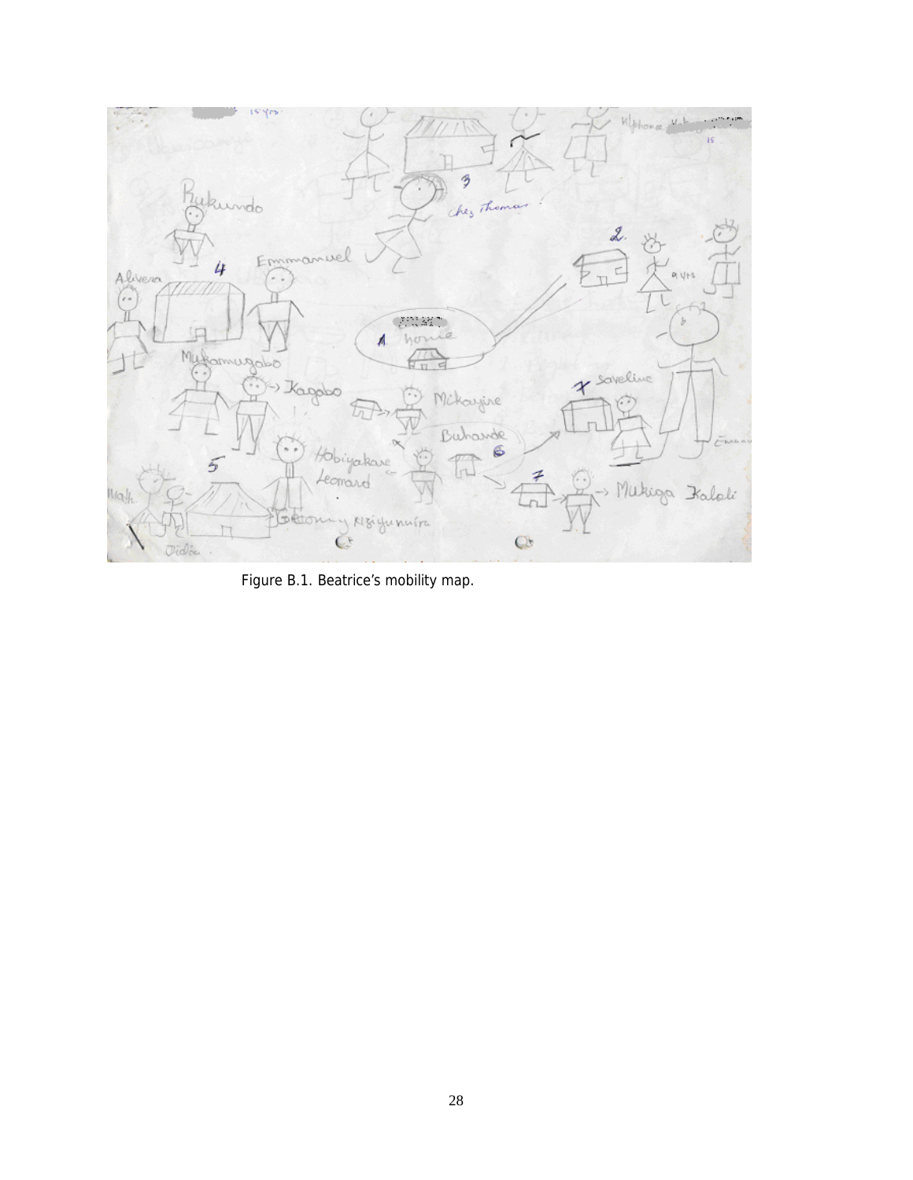Figure B.1. Beatrice's mobility map.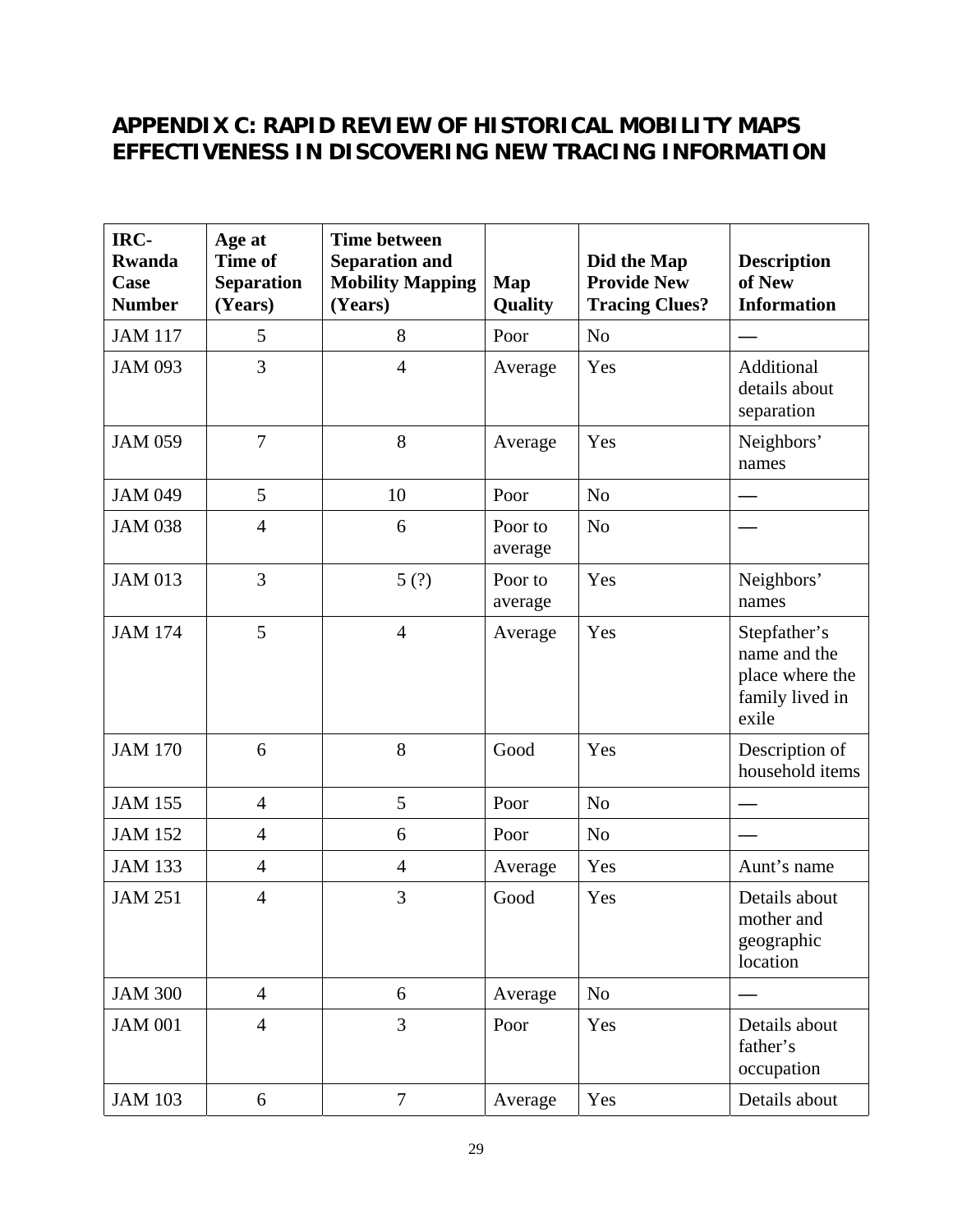## APPENDIX C: RAPID REVIEW OF HISTORICAL MOBILITY MAPS EFFECTIVENESS IN DISCOVERING NEW TRACING INFORMATION

| IRC-Rwanda Case Number | Age at Time of Separation (Years) | Time between Separation and Mobility Mapping (Years) | Map Quality | Did the Map Provide New Tracing Clues? | Description of New Information |
|---|---|---|---|---|---|
| JAM 117 | 5 | 8 | Poor | No | — |
| JAM 093 | 3 | 4 | Average | Yes | Additional details about separation |
| JAM 059 | 7 | 8 | Average | Yes | Neighbors' names |
| JAM 049 | 5 | 10 | Poor | No | — |
| JAM 038 | 4 | 6 | Poor to average | No | — |
| JAM 013 | 3 | 5 (?) | Poor to average | Yes | Neighbors' names |
| JAM 174 | 5 | 4 | Average | Yes | Stepfather's name and the place where the family lived in exile |
| JAM 170 | 6 | 8 | Good | Yes | Description of household items |
| JAM 155 | 4 | 5 | Poor | No | — |
| JAM 152 | 4 | 6 | Poor | No | — |
| JAM 133 | 4 | 4 | Average | Yes | Aunt's name |
| JAM 251 | 4 | 3 | Good | Yes | Details about mother and geographic location |
| JAM 300 | 4 | 6 | Average | No | — |
| JAM 001 | 4 | 3 | Poor | Yes | Details about father's occupation |
| JAM 103 | 6 | 7 | Average | Yes | Details about |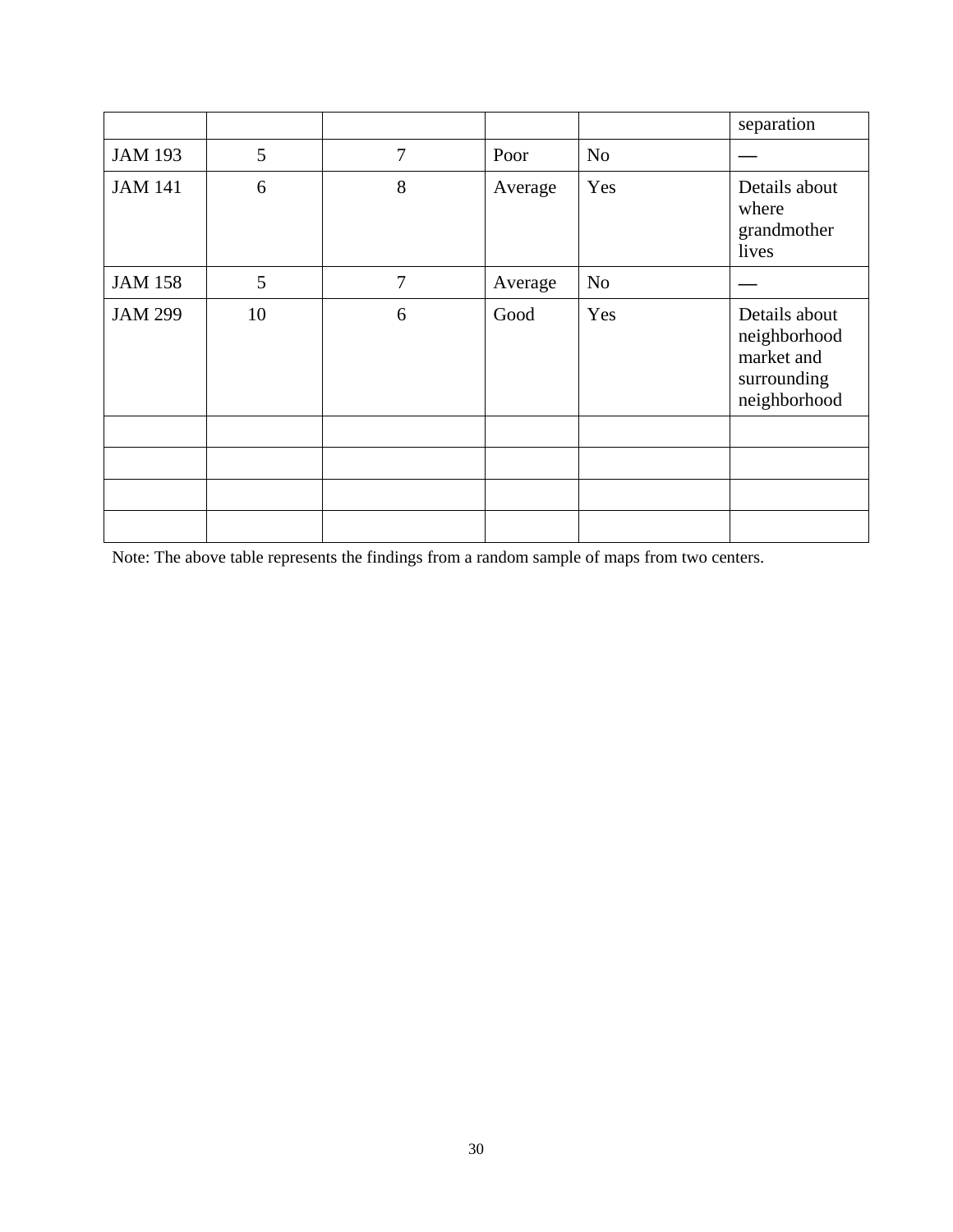| | | | | | |
|---|---|---|---|---|---|
| | | | | | separation |
| JAM 193 | 5 | 7 | Poor | No | — |
| JAM 141 | 6 | 8 | Average | Yes | Details about where grandmother lives |
| JAM 158 | 5 | 7 | Average | No | — |
| JAM 299 | 10 | 6 | Good | Yes | Details about neighborhood market and surrounding neighborhood |
| | | | | | |
| | | | | | |
| | | | | | |
| | | | | | |

Note: The above table represents the findings from a random sample of maps from two centers.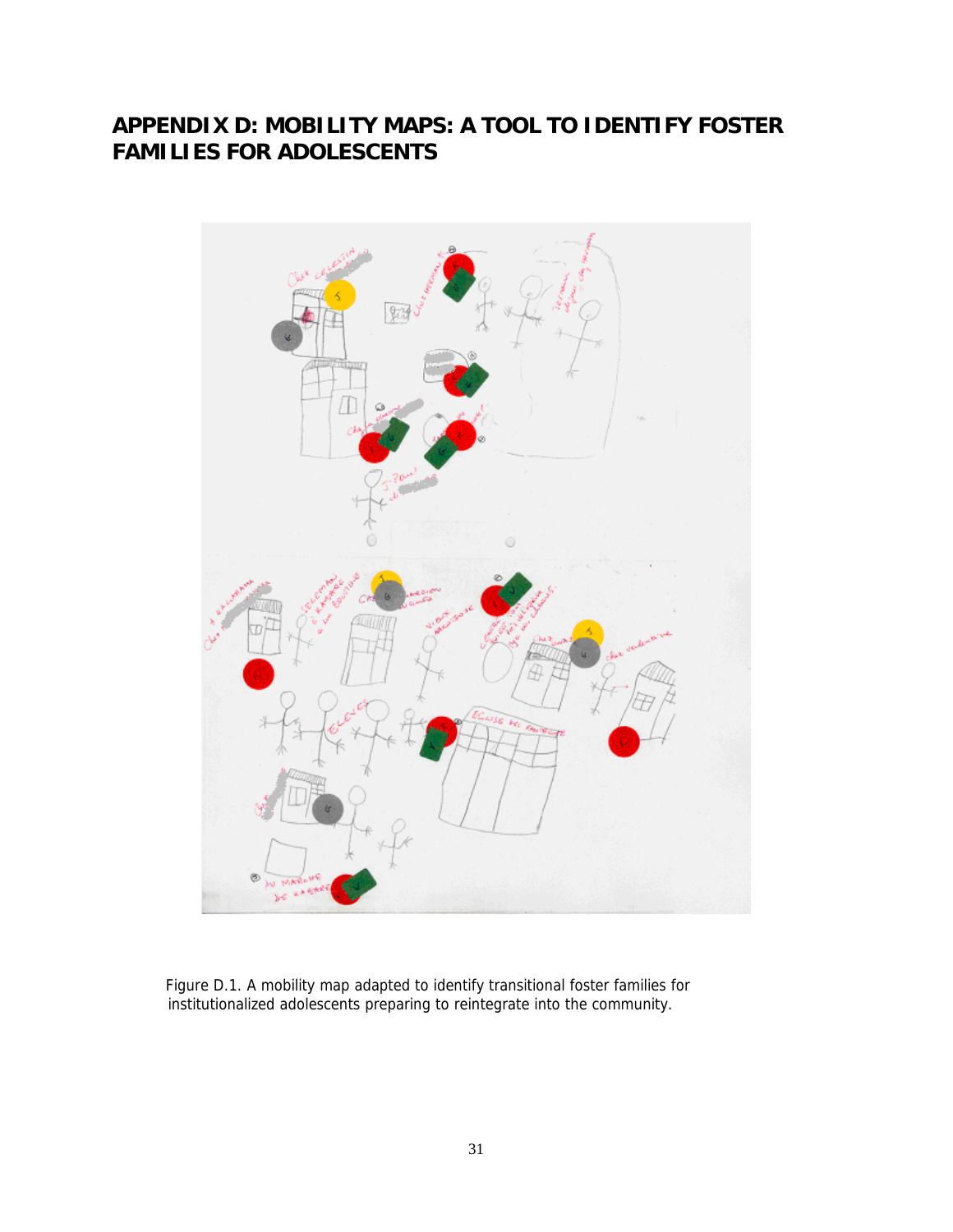# APPENDIX D: MOBILITY MAPS: A TOOL TO IDENTIFY FOSTER FAMILIES FOR ADOLESCENTS

Figure D.1. A mobility map adapted to identify transitional foster families for institutionalized adolescents preparing to reintegrate into the community.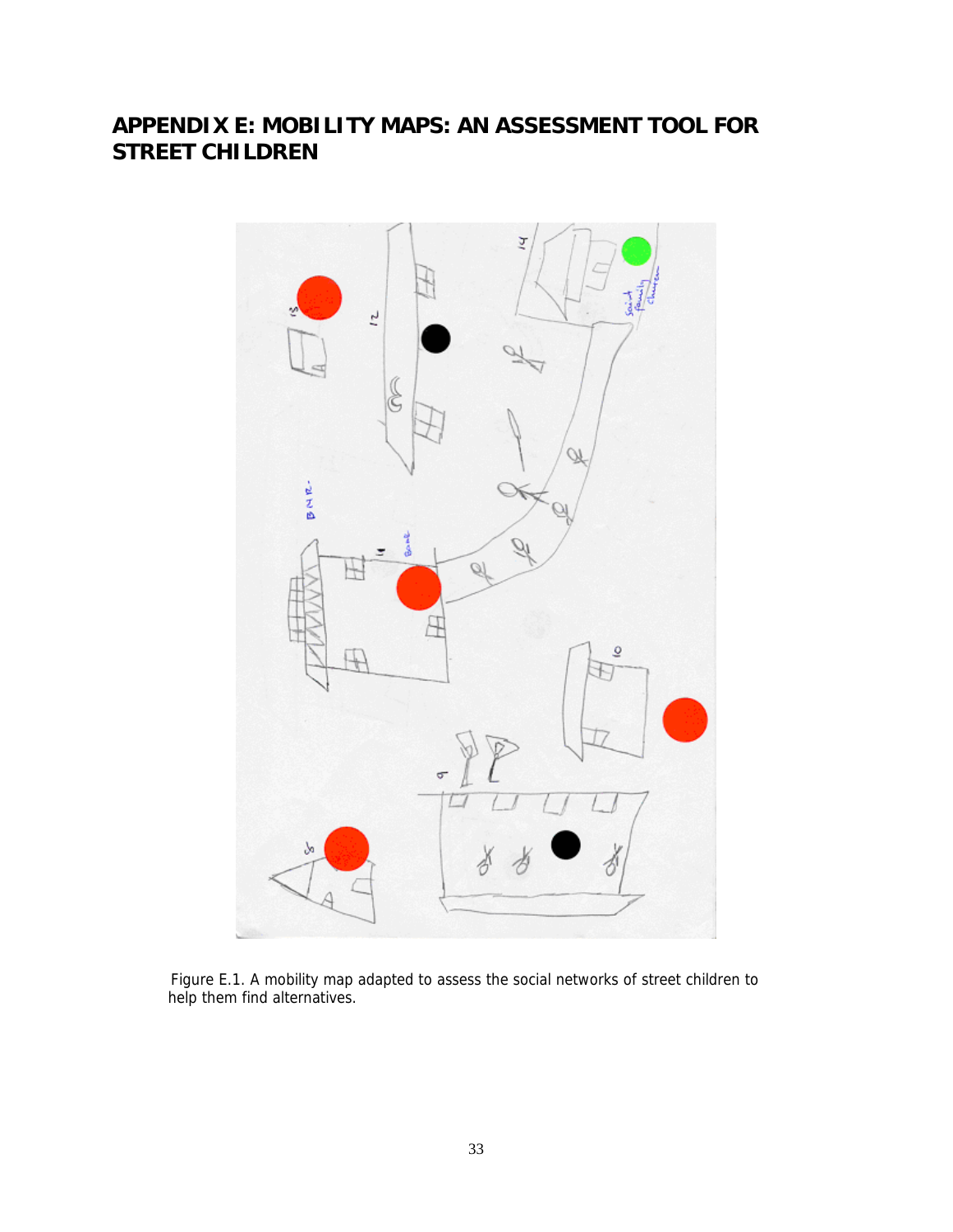# APPENDIX E: MOBILITY MAPS: AN ASSESSMENT TOOL FOR STREET CHILDREN

Figure E.1. A mobility map adapted to assess the social networks of street children to help them find alternatives.